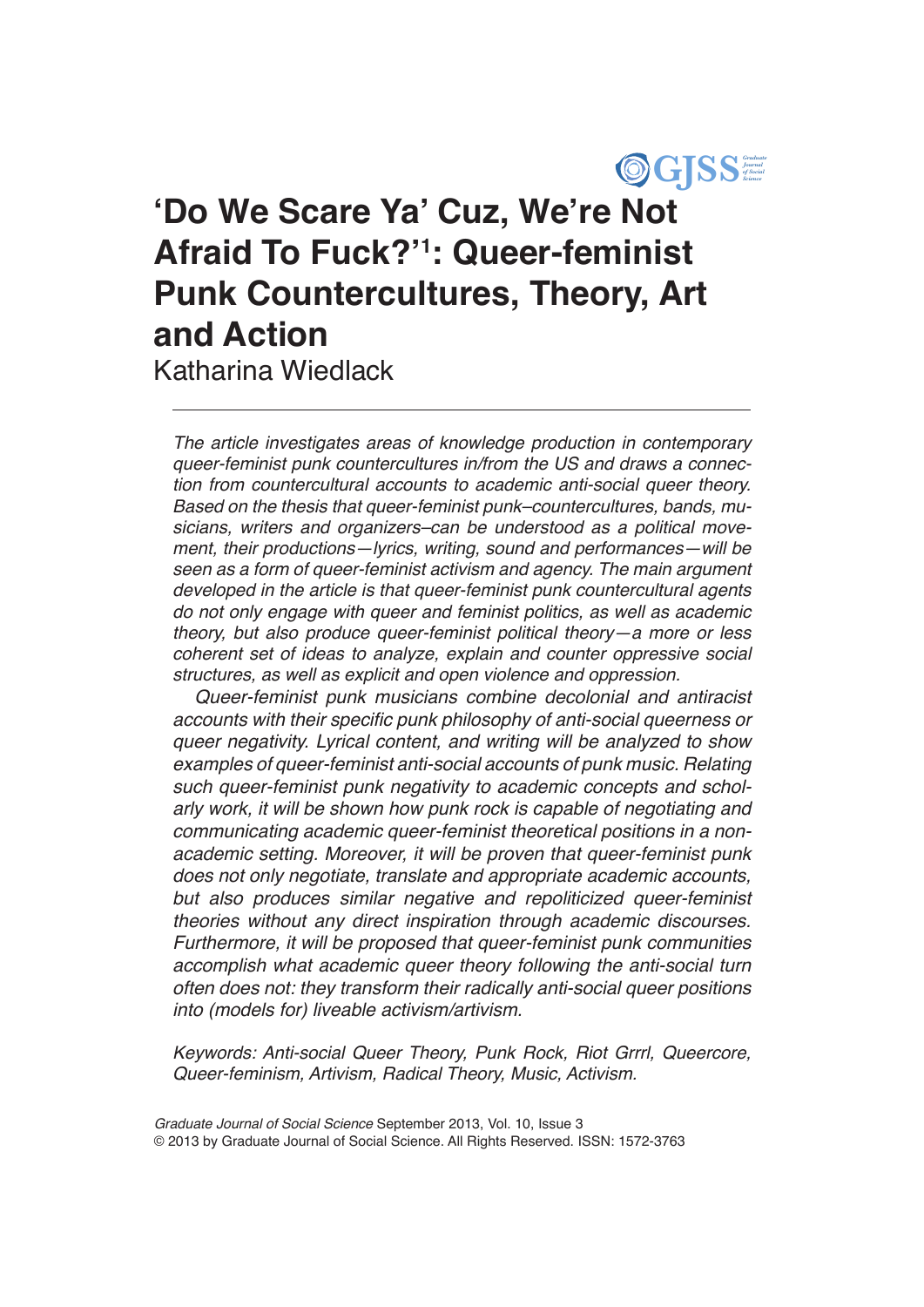# 'Do We Scare Ya' Cuz, We're Not Afraid To Fuck?'[1]: Queer-feminist Punk Countercultures, Theory, Art and Action

Katharina Wiedlack

---

*The article investigates areas of knowledge production in contemporary queer-feminist punk countercultures in/from the US and draws a connection from countercultural accounts to academic anti-social queer theory. Based on the thesis that queer-feminist punk–countercultures, bands, musicians, writers and organizers–can be understood as a political movement, their productions—lyrics, writing, sound and performances—will be seen as a form of queer-feminist activism and agency. The main argument developed in the article is that queer-feminist punk countercultural agents do not only engage with queer and feminist politics, as well as academic theory, but also produce queer-feminist political theory—a more or less coherent set of ideas to analyze, explain and counter oppressive social structures, as well as explicit and open violence and oppression.*

*Queer-feminist punk musicians combine decolonial and antiracist accounts with their specific punk philosophy of anti-social queerness or queer negativity. Lyrical content, and writing will be analyzed to show examples of queer-feminist anti-social accounts of punk music. Relating such queer-feminist punk negativity to academic concepts and scholarly work, it will be shown how punk rock is capable of negotiating and communicating academic queer-feminist theoretical positions in a non-academic setting. Moreover, it will be proven that queer-feminist punk does not only negotiate, translate and appropriate academic accounts, but also produces similar negative and repoliticized queer-feminist theories without any direct inspiration through academic discourses. Furthermore, it will be proposed that queer-feminist punk communities accomplish what academic queer theory following the anti-social turn often does not: they transform their radically anti-social queer positions into (models for) liveable activism/artivism.*

*Keywords: Anti-social Queer Theory, Punk Rock, Riot Grrrl, Queercore, Queer-feminism, Artivism, Radical Theory, Music, Activism.*

*Graduate Journal of Social Science* September 2013, Vol. 10, Issue 3
© 2013 by Graduate Journal of Social Science. All Rights Reserved. ISSN: 1572-3763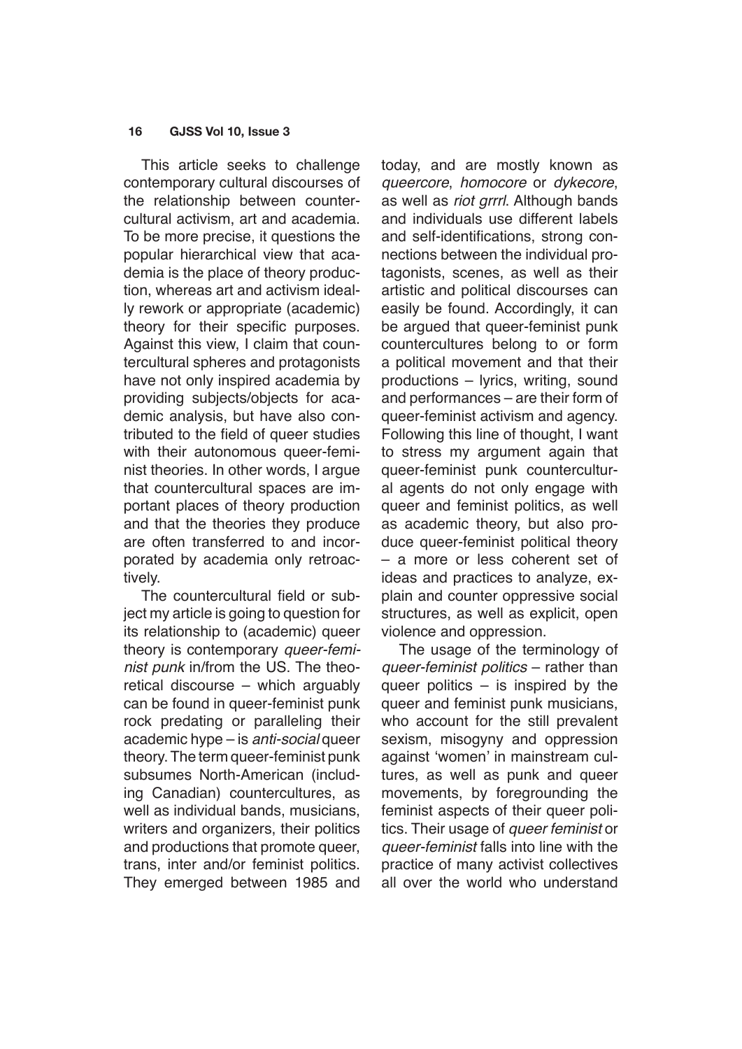This article seeks to challenge contemporary cultural discourses of the relationship between countercultural activism, art and academia. To be more precise, it questions the popular hierarchical view that academia is the place of theory production, whereas art and activism ideally rework or appropriate (academic) theory for their specific purposes. Against this view, I claim that countercultural spheres and protagonists have not only inspired academia by providing subjects/objects for academic analysis, but have also contributed to the field of queer studies with their autonomous queer-feminist theories. In other words, I argue that countercultural spaces are important places of theory production and that the theories they produce are often transferred to and incorporated by academia only retroactively.

The countercultural field or subject my article is going to question for its relationship to (academic) queer theory is contemporary *queer-feminist punk* in/from the US. The theoretical discourse – which arguably can be found in queer-feminist punk rock predating or paralleling their academic hype – is *anti-social* queer theory. The term queer-feminist punk subsumes North-American (including Canadian) countercultures, as well as individual bands, musicians, writers and organizers, their politics and productions that promote queer, trans, inter and/or feminist politics. They emerged between 1985 and today, and are mostly known as *queercore*, *homocore* or *dykecore*, as well as *riot grrrl*. Although bands and individuals use different labels and self-identifications, strong connections between the individual protagonists, scenes, as well as their artistic and political discourses can easily be found. Accordingly, it can be argued that queer-feminist punk countercultures belong to or form a political movement and that their productions – lyrics, writing, sound and performances – are their form of queer-feminist activism and agency. Following this line of thought, I want to stress my argument again that queer-feminist punk countercultural agents do not only engage with queer and feminist politics, as well as academic theory, but also produce queer-feminist political theory – a more or less coherent set of ideas and practices to analyze, explain and counter oppressive social structures, as well as explicit, open violence and oppression.

The usage of the terminology of *queer-feminist politics* – rather than queer politics – is inspired by the queer and feminist punk musicians, who account for the still prevalent sexism, misogyny and oppression against 'women' in mainstream cultures, as well as punk and queer movements, by foregrounding the feminist aspects of their queer politics. Their usage of *queer feminist* or *queer-feminist* falls into line with the practice of many activist collectives all over the world who understand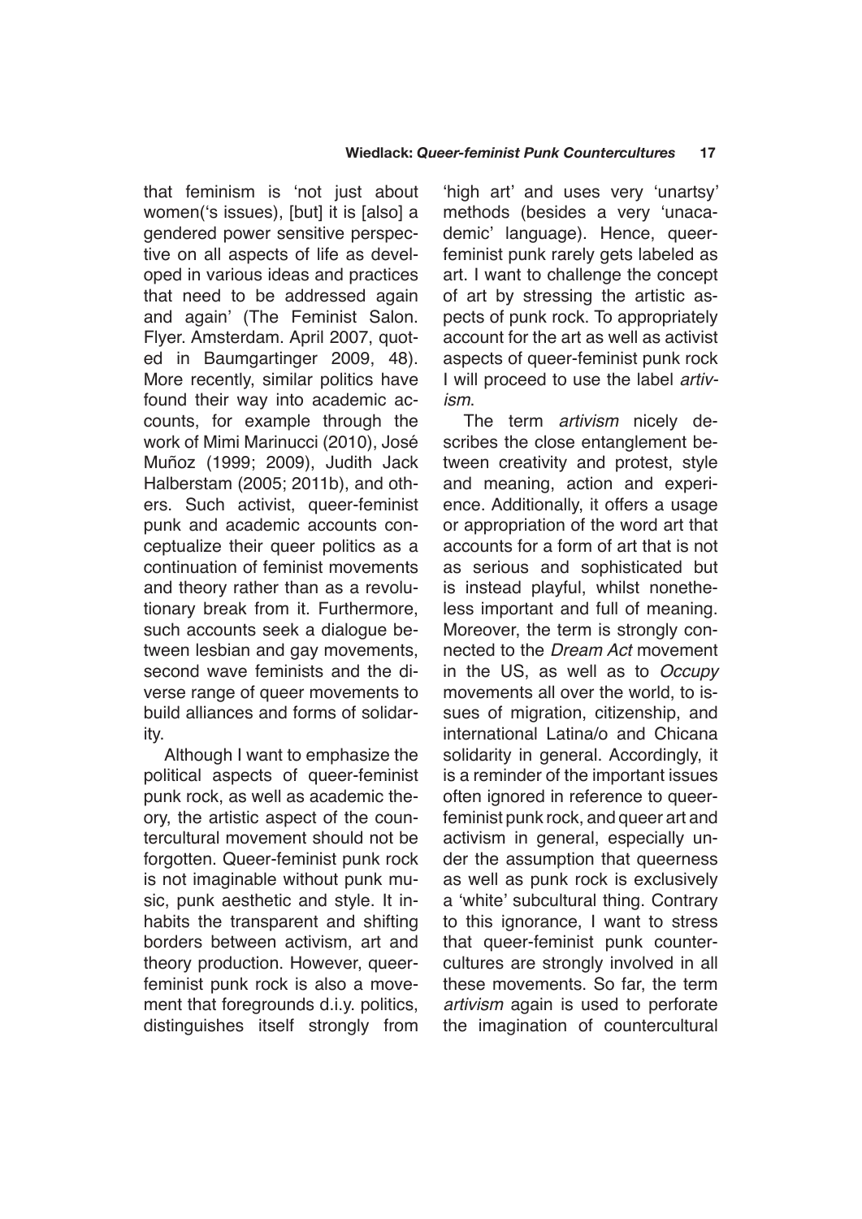that feminism is 'not just about women('s issues), [but] it is [also] a gendered power sensitive perspective on all aspects of life as developed in various ideas and practices that need to be addressed again and again' (The Feminist Salon. Flyer. Amsterdam. April 2007, quoted in Baumgartinger 2009, 48). More recently, similar politics have found their way into academic accounts, for example through the work of Mimi Marinucci (2010), José Muñoz (1999; 2009), Judith Jack Halberstam (2005; 2011b), and others. Such activist, queer-feminist punk and academic accounts conceptualize their queer politics as a continuation of feminist movements and theory rather than as a revolutionary break from it. Furthermore, such accounts seek a dialogue between lesbian and gay movements, second wave feminists and the diverse range of queer movements to build alliances and forms of solidarity.

Although I want to emphasize the political aspects of queer-feminist punk rock, as well as academic theory, the artistic aspect of the countercultural movement should not be forgotten. Queer-feminist punk rock is not imaginable without punk music, punk aesthetic and style. It inhabits the transparent and shifting borders between activism, art and theory production. However, queer-feminist punk rock is also a movement that foregrounds d.i.y. politics, distinguishes itself strongly from 'high art' and uses very 'unartsy' methods (besides a very 'unacademic' language). Hence, queer-feminist punk rarely gets labeled as art. I want to challenge the concept of art by stressing the artistic aspects of punk rock. To appropriately account for the art as well as activist aspects of queer-feminist punk rock I will proceed to use the label *artivism*.

The term *artivism* nicely describes the close entanglement between creativity and protest, style and meaning, action and experience. Additionally, it offers a usage or appropriation of the word art that accounts for a form of art that is not as serious and sophisticated but is instead playful, whilst nonetheless important and full of meaning. Moreover, the term is strongly connected to the *Dream Act* movement in the US, as well as to *Occupy* movements all over the world, to issues of migration, citizenship, and international Latina/o and Chicana solidarity in general. Accordingly, it is a reminder of the important issues often ignored in reference to queer-feminist punk rock, and queer art and activism in general, especially under the assumption that queerness as well as punk rock is exclusively a 'white' subcultural thing. Contrary to this ignorance, I want to stress that queer-feminist punk countercultures are strongly involved in all these movements. So far, the term *artivism* again is used to perforate the imagination of countercultural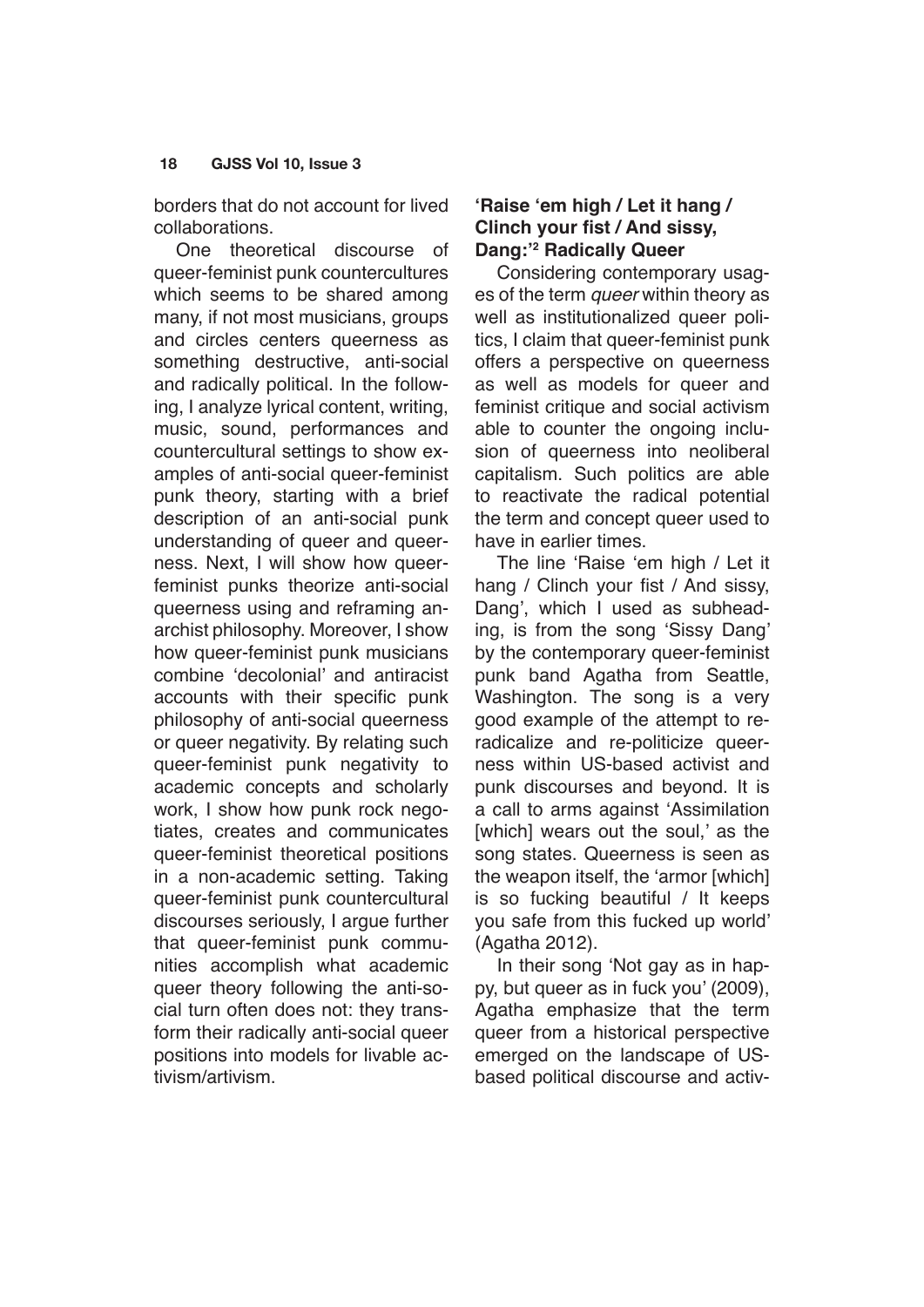borders that do not account for lived collaborations.

One theoretical discourse of queer-feminist punk countercultures which seems to be shared among many, if not most musicians, groups and circles centers queerness as something destructive, anti-social and radically political. In the following, I analyze lyrical content, writing, music, sound, performances and countercultural settings to show examples of anti-social queer-feminist punk theory, starting with a brief description of an anti-social punk understanding of queer and queerness. Next, I will show how queer-feminist punks theorize anti-social queerness using and reframing anarchist philosophy. Moreover, I show how queer-feminist punk musicians combine 'decolonial' and antiracist accounts with their specific punk philosophy of anti-social queerness or queer negativity. By relating such queer-feminist punk negativity to academic concepts and scholarly work, I show how punk rock negotiates, creates and communicates queer-feminist theoretical positions in a non-academic setting. Taking queer-feminist punk countercultural discourses seriously, I argue further that queer-feminist punk communities accomplish what academic queer theory following the anti-social turn often does not: they transform their radically anti-social queer positions into models for livable activism/artivism.

## 'Raise 'em high / Let it hang / Clinch your fist / And sissy, Dang:'[2] Radically Queer

Considering contemporary usages of the term *queer* within theory as well as institutionalized queer politics, I claim that queer-feminist punk offers a perspective on queerness as well as models for queer and feminist critique and social activism able to counter the ongoing inclusion of queerness into neoliberal capitalism. Such politics are able to reactivate the radical potential the term and concept queer used to have in earlier times.

The line 'Raise 'em high / Let it hang / Clinch your fist / And sissy, Dang', which I used as subheading, is from the song 'Sissy Dang' by the contemporary queer-feminist punk band Agatha from Seattle, Washington. The song is a very good example of the attempt to re-radicalize and re-politicize queerness within US-based activist and punk discourses and beyond. It is a call to arms against 'Assimilation [which] wears out the soul,' as the song states. Queerness is seen as the weapon itself, the 'armor [which] is so fucking beautiful / It keeps you safe from this fucked up world' (Agatha 2012).

In their song 'Not gay as in happy, but queer as in fuck you' (2009), Agatha emphasize that the term queer from a historical perspective emerged on the landscape of US-based political discourse and activ-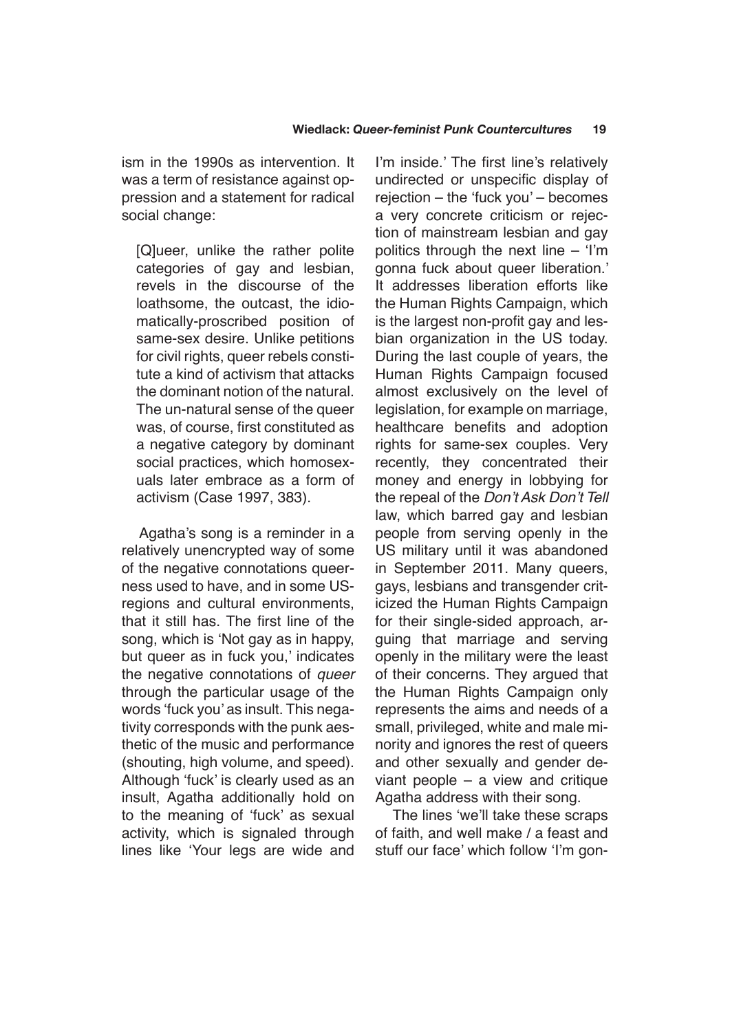ism in the 1990s as intervention. It was a term of resistance against oppression and a statement for radical social change:

> [Q]ueer, unlike the rather polite categories of gay and lesbian, revels in the discourse of the loathsome, the outcast, the idiomatically-proscribed position of same-sex desire. Unlike petitions for civil rights, queer rebels constitute a kind of activism that attacks the dominant notion of the natural. The un-natural sense of the queer was, of course, first constituted as a negative category by dominant social practices, which homosexuals later embrace as a form of activism (Case 1997, 383).

Agatha's song is a reminder in a relatively unencrypted way of some of the negative connotations queerness used to have, and in some US-regions and cultural environments, that it still has. The first line of the song, which is 'Not gay as in happy, but queer as in fuck you,' indicates the negative connotations of *queer* through the particular usage of the words 'fuck you' as insult. This negativity corresponds with the punk aesthetic of the music and performance (shouting, high volume, and speed). Although 'fuck' is clearly used as an insult, Agatha additionally hold on to the meaning of 'fuck' as sexual activity, which is signaled through lines like 'Your legs are wide and I'm inside.' The first line's relatively undirected or unspecific display of rejection – the 'fuck you' – becomes a very concrete criticism or rejection of mainstream lesbian and gay politics through the next line – 'I'm gonna fuck about queer liberation.' It addresses liberation efforts like the Human Rights Campaign, which is the largest non-profit gay and lesbian organization in the US today. During the last couple of years, the Human Rights Campaign focused almost exclusively on the level of legislation, for example on marriage, healthcare benefits and adoption rights for same-sex couples. Very recently, they concentrated their money and energy in lobbying for the repeal of the *Don't Ask Don't Tell* law, which barred gay and lesbian people from serving openly in the US military until it was abandoned in September 2011. Many queers, gays, lesbians and transgender criticized the Human Rights Campaign for their single-sided approach, arguing that marriage and serving openly in the military were the least of their concerns. They argued that the Human Rights Campaign only represents the aims and needs of a small, privileged, white and male minority and ignores the rest of queers and other sexually and gender deviant people – a view and critique Agatha address with their song.

The lines 'we'll take these scraps of faith, and well make / a feast and stuff our face' which follow 'I'm gon-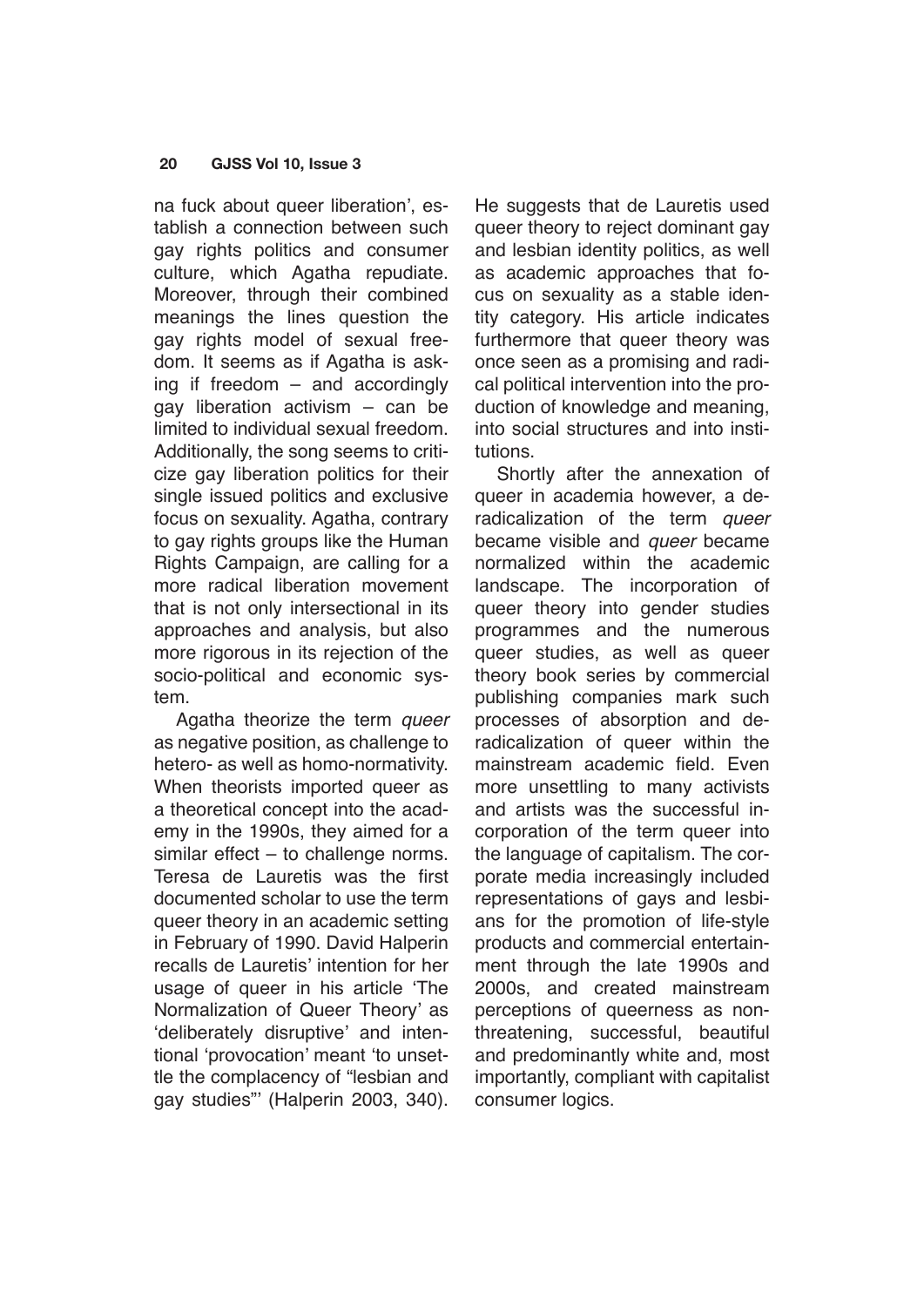na fuck about queer liberation', establish a connection between such gay rights politics and consumer culture, which Agatha repudiate. Moreover, through their combined meanings the lines question the gay rights model of sexual freedom. It seems as if Agatha is asking if freedom – and accordingly gay liberation activism – can be limited to individual sexual freedom. Additionally, the song seems to criticize gay liberation politics for their single issued politics and exclusive focus on sexuality. Agatha, contrary to gay rights groups like the Human Rights Campaign, are calling for a more radical liberation movement that is not only intersectional in its approaches and analysis, but also more rigorous in its rejection of the socio-political and economic system.

Agatha theorize the term *queer* as negative position, as challenge to hetero- as well as homo-normativity. When theorists imported queer as a theoretical concept into the academy in the 1990s, they aimed for a similar effect – to challenge norms. Teresa de Lauretis was the first documented scholar to use the term queer theory in an academic setting in February of 1990. David Halperin recalls de Lauretis' intention for her usage of queer in his article 'The Normalization of Queer Theory' as 'deliberately disruptive' and intentional 'provocation' meant 'to unsettle the complacency of "lesbian and gay studies"' (Halperin 2003, 340). He suggests that de Lauretis used queer theory to reject dominant gay and lesbian identity politics, as well as academic approaches that focus on sexuality as a stable identity category. His article indicates furthermore that queer theory was once seen as a promising and radical political intervention into the production of knowledge and meaning, into social structures and into institutions.

Shortly after the annexation of queer in academia however, a deradicalization of the term *queer* became visible and *queer* became normalized within the academic landscape. The incorporation of queer theory into gender studies programmes and the numerous queer studies, as well as queer theory book series by commercial publishing companies mark such processes of absorption and deradicalization of queer within the mainstream academic field. Even more unsettling to many activists and artists was the successful incorporation of the term queer into the language of capitalism. The corporate media increasingly included representations of gays and lesbians for the promotion of life-style products and commercial entertainment through the late 1990s and 2000s, and created mainstream perceptions of queerness as nonthreatening, successful, beautiful and predominantly white and, most importantly, compliant with capitalist consumer logics.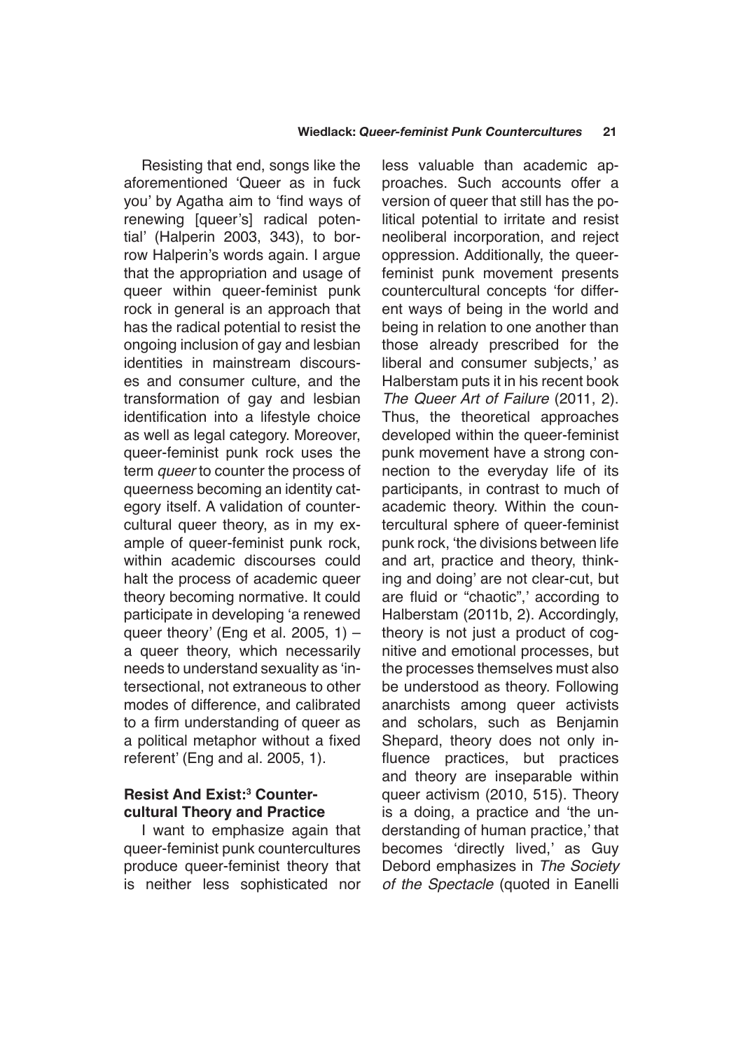Resisting that end, songs like the aforementioned 'Queer as in fuck you' by Agatha aim to 'find ways of renewing [queer's] radical potential' (Halperin 2003, 343), to borrow Halperin's words again. I argue that the appropriation and usage of queer within queer-feminist punk rock in general is an approach that has the radical potential to resist the ongoing inclusion of gay and lesbian identities in mainstream discourses and consumer culture, and the transformation of gay and lesbian identification into a lifestyle choice as well as legal category. Moreover, queer-feminist punk rock uses the term *queer* to counter the process of queerness becoming an identity category itself. A validation of countercultural queer theory, as in my example of queer-feminist punk rock, within academic discourses could halt the process of academic queer theory becoming normative. It could participate in developing 'a renewed queer theory' (Eng et al. 2005, 1) – a queer theory, which necessarily needs to understand sexuality as 'intersectional, not extraneous to other modes of difference, and calibrated to a firm understanding of queer as a political metaphor without a fixed referent' (Eng and al. 2005, 1).

### Resist And Exist:[3] Countercultural Theory and Practice

I want to emphasize again that queer-feminist punk countercultures produce queer-feminist theory that is neither less sophisticated nor less valuable than academic approaches. Such accounts offer a version of queer that still has the political potential to irritate and resist neoliberal incorporation, and reject oppression. Additionally, the queer-feminist punk movement presents countercultural concepts 'for different ways of being in the world and being in relation to one another than those already prescribed for the liberal and consumer subjects,' as Halberstam puts it in his recent book *The Queer Art of Failure* (2011, 2). Thus, the theoretical approaches developed within the queer-feminist punk movement have a strong connection to the everyday life of its participants, in contrast to much of academic theory. Within the countercultural sphere of queer-feminist punk rock, 'the divisions between life and art, practice and theory, thinking and doing' are not clear-cut, but are fluid or "chaotic",' according to Halberstam (2011b, 2). Accordingly, theory is not just a product of cognitive and emotional processes, but the processes themselves must also be understood as theory. Following anarchists among queer activists and scholars, such as Benjamin Shepard, theory does not only influence practices, but practices and theory are inseparable within queer activism (2010, 515). Theory is a doing, a practice and 'the understanding of human practice,' that becomes 'directly lived,' as Guy Debord emphasizes in *The Society of the Spectacle* (quoted in Eanelli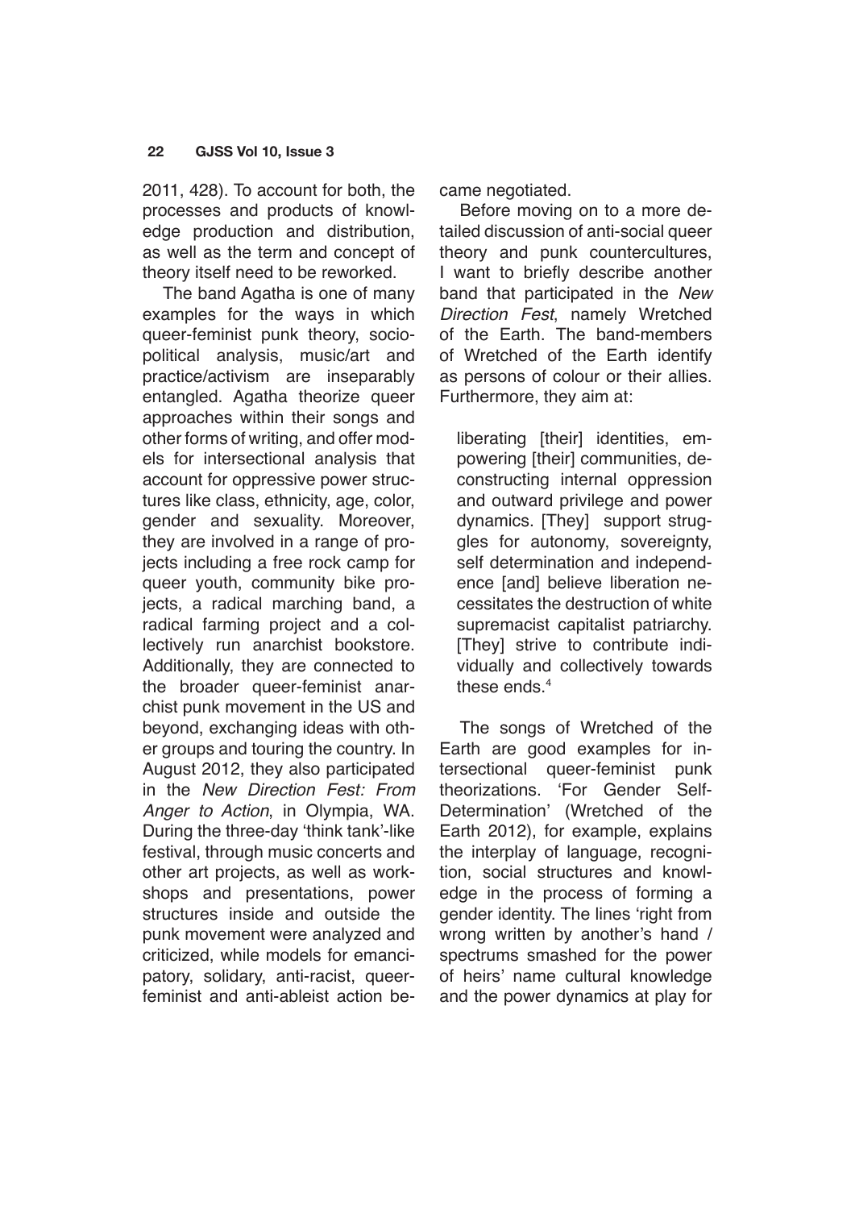2011, 428). To account for both, the processes and products of knowledge production and distribution, as well as the term and concept of theory itself need to be reworked.

The band Agatha is one of many examples for the ways in which queer-feminist punk theory, socio-political analysis, music/art and practice/activism are inseparably entangled. Agatha theorize queer approaches within their songs and other forms of writing, and offer models for intersectional analysis that account for oppressive power structures like class, ethnicity, age, color, gender and sexuality. Moreover, they are involved in a range of projects including a free rock camp for queer youth, community bike projects, a radical marching band, a radical farming project and a collectively run anarchist bookstore. Additionally, they are connected to the broader queer-feminist anarchist punk movement in the US and beyond, exchanging ideas with other groups and touring the country. In August 2012, they also participated in the *New Direction Fest: From Anger to Action*, in Olympia, WA. During the three-day 'think tank'-like festival, through music concerts and other art projects, as well as workshops and presentations, power structures inside and outside the punk movement were analyzed and criticized, while models for emancipatory, solidary, anti-racist, queer-feminist and anti-ableist action became negotiated.

Before moving on to a more detailed discussion of anti-social queer theory and punk countercultures, I want to briefly describe another band that participated in the *New Direction Fest*, namely Wretched of the Earth. The band-members of Wretched of the Earth identify as persons of colour or their allies. Furthermore, they aim at:

> liberating [their] identities, empowering [their] communities, deconstructing internal oppression and outward privilege and power dynamics. [They] support struggles for autonomy, sovereignty, self determination and independence [and] believe liberation necessitates the destruction of white supremacist capitalist patriarchy. [They] strive to contribute individually and collectively towards these ends.[4]

The songs of Wretched of the Earth are good examples for intersectional queer-feminist punk theorizations. 'For Gender Self-Determination' (Wretched of the Earth 2012), for example, explains the interplay of language, recognition, social structures and knowledge in the process of forming a gender identity. The lines 'right from wrong written by another's hand / spectrums smashed for the power of heirs' name cultural knowledge and the power dynamics at play for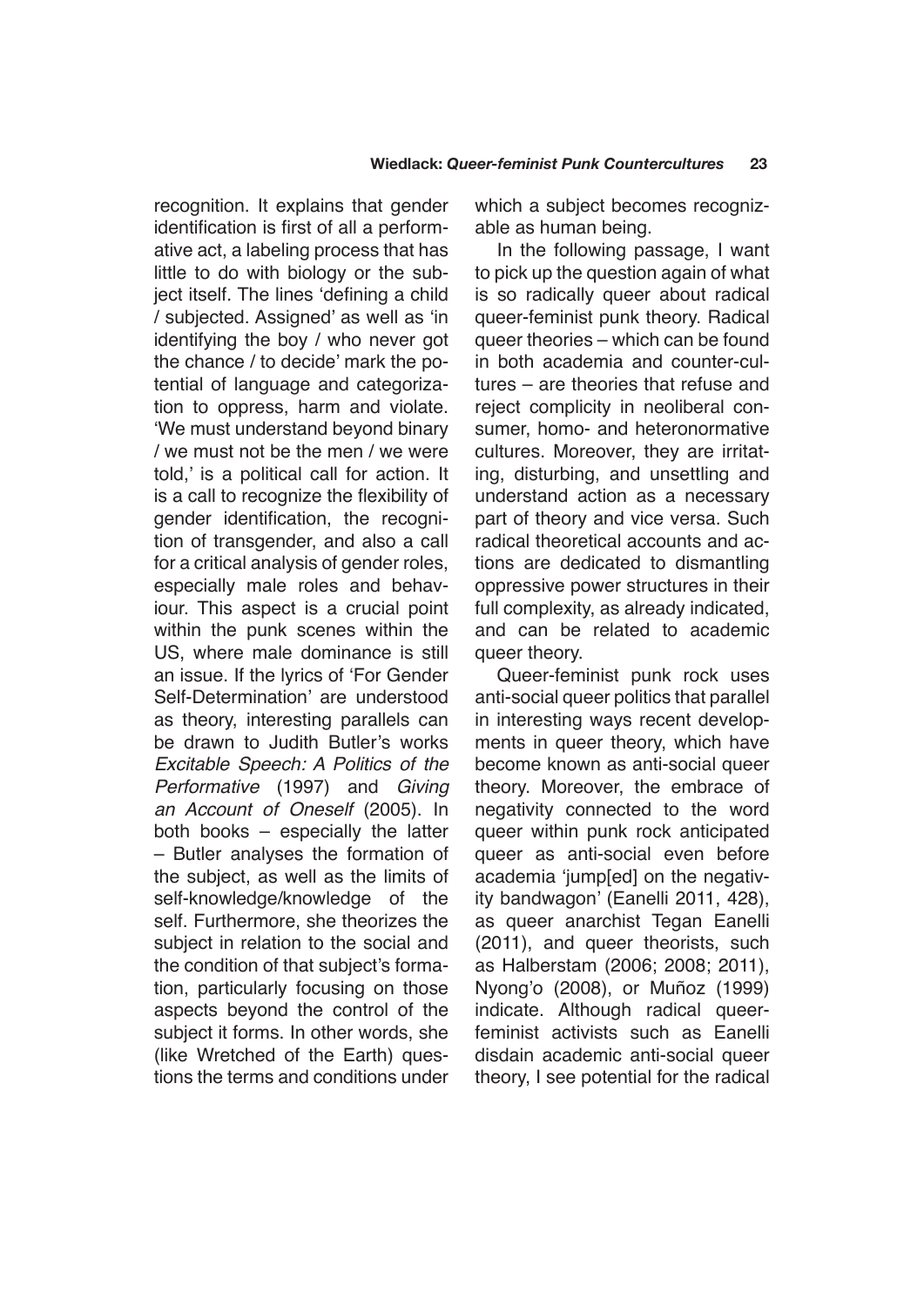recognition. It explains that gender identification is first of all a performative act, a labeling process that has little to do with biology or the subject itself. The lines 'defining a child / subjected. Assigned' as well as 'in identifying the boy / who never got the chance / to decide' mark the potential of language and categorization to oppress, harm and violate. 'We must understand beyond binary / we must not be the men / we were told,' is a political call for action. It is a call to recognize the flexibility of gender identification, the recognition of transgender, and also a call for a critical analysis of gender roles, especially male roles and behaviour. This aspect is a crucial point within the punk scenes within the US, where male dominance is still an issue. If the lyrics of 'For Gender Self-Determination' are understood as theory, interesting parallels can be drawn to Judith Butler's works *Excitable Speech: A Politics of the Performative* (1997) and *Giving an Account of Oneself* (2005). In both books – especially the latter – Butler analyses the formation of the subject, as well as the limits of self-knowledge/knowledge of the self. Furthermore, she theorizes the subject in relation to the social and the condition of that subject's formation, particularly focusing on those aspects beyond the control of the subject it forms. In other words, she (like Wretched of the Earth) questions the terms and conditions under which a subject becomes recognizable as human being.

In the following passage, I want to pick up the question again of what is so radically queer about radical queer-feminist punk theory. Radical queer theories – which can be found in both academia and counter-cultures – are theories that refuse and reject complicity in neoliberal consumer, homo- and heteronormative cultures. Moreover, they are irritating, disturbing, and unsettling and understand action as a necessary part of theory and vice versa. Such radical theoretical accounts and actions are dedicated to dismantling oppressive power structures in their full complexity, as already indicated, and can be related to academic queer theory.

Queer-feminist punk rock uses anti-social queer politics that parallel in interesting ways recent developments in queer theory, which have become known as anti-social queer theory. Moreover, the embrace of negativity connected to the word queer within punk rock anticipated queer as anti-social even before academia 'jump[ed] on the negativity bandwagon' (Eanelli 2011, 428), as queer anarchist Tegan Eanelli (2011), and queer theorists, such as Halberstam (2006; 2008; 2011), Nyong'o (2008), or Muñoz (1999) indicate. Although radical queer-feminist activists such as Eanelli disdain academic anti-social queer theory, I see potential for the radical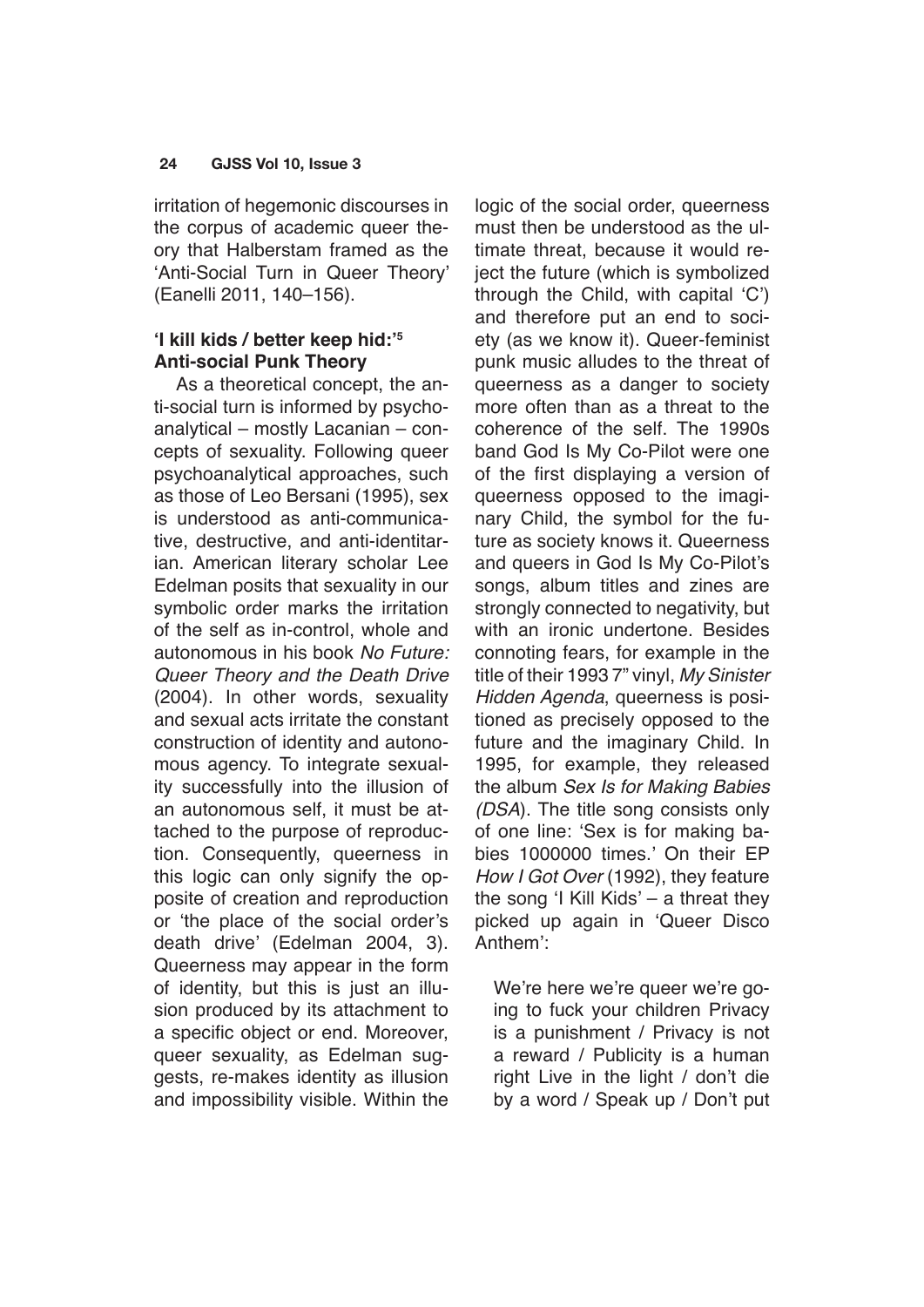irritation of hegemonic discourses in the corpus of academic queer theory that Halberstam framed as the 'Anti-Social Turn in Queer Theory' (Eanelli 2011, 140–156).

## 'I kill kids / better keep hid:'[5] Anti-social Punk Theory

As a theoretical concept, the anti-social turn is informed by psychoanalytical – mostly Lacanian – concepts of sexuality. Following queer psychoanalytical approaches, such as those of Leo Bersani (1995), sex is understood as anti-communicative, destructive, and anti-identitarian. American literary scholar Lee Edelman posits that sexuality in our symbolic order marks the irritation of the self as in-control, whole and autonomous in his book *No Future: Queer Theory and the Death Drive* (2004). In other words, sexuality and sexual acts irritate the constant construction of identity and autonomous agency. To integrate sexuality successfully into the illusion of an autonomous self, it must be attached to the purpose of reproduction. Consequently, queerness in this logic can only signify the opposite of creation and reproduction or 'the place of the social order's death drive' (Edelman 2004, 3). Queerness may appear in the form of identity, but this is just an illusion produced by its attachment to a specific object or end. Moreover, queer sexuality, as Edelman suggests, re-makes identity as illusion and impossibility visible. Within the logic of the social order, queerness must then be understood as the ultimate threat, because it would reject the future (which is symbolized through the Child, with capital 'C') and therefore put an end to society (as we know it). Queer-feminist punk music alludes to the threat of queerness as a danger to society more often than as a threat to the coherence of the self. The 1990s band God Is My Co-Pilot were one of the first displaying a version of queerness opposed to the imaginary Child, the symbol for the future as society knows it. Queerness and queers in God Is My Co-Pilot's songs, album titles and zines are strongly connected to negativity, but with an ironic undertone. Besides connoting fears, for example in the title of their 1993 7" vinyl, *My Sinister Hidden Agenda*, queerness is positioned as precisely opposed to the future and the imaginary Child. In 1995, for example, they released the album *Sex Is for Making Babies (DSA)*. The title song consists only of one line: 'Sex is for making babies 1000000 times.' On their EP *How I Got Over* (1992), they feature the song 'I Kill Kids' – a threat they picked up again in 'Queer Disco Anthem':

> We're here we're queer we're going to fuck your children Privacy is a punishment / Privacy is not a reward / Publicity is a human right Live in the light / don't die by a word / Speak up / Don't put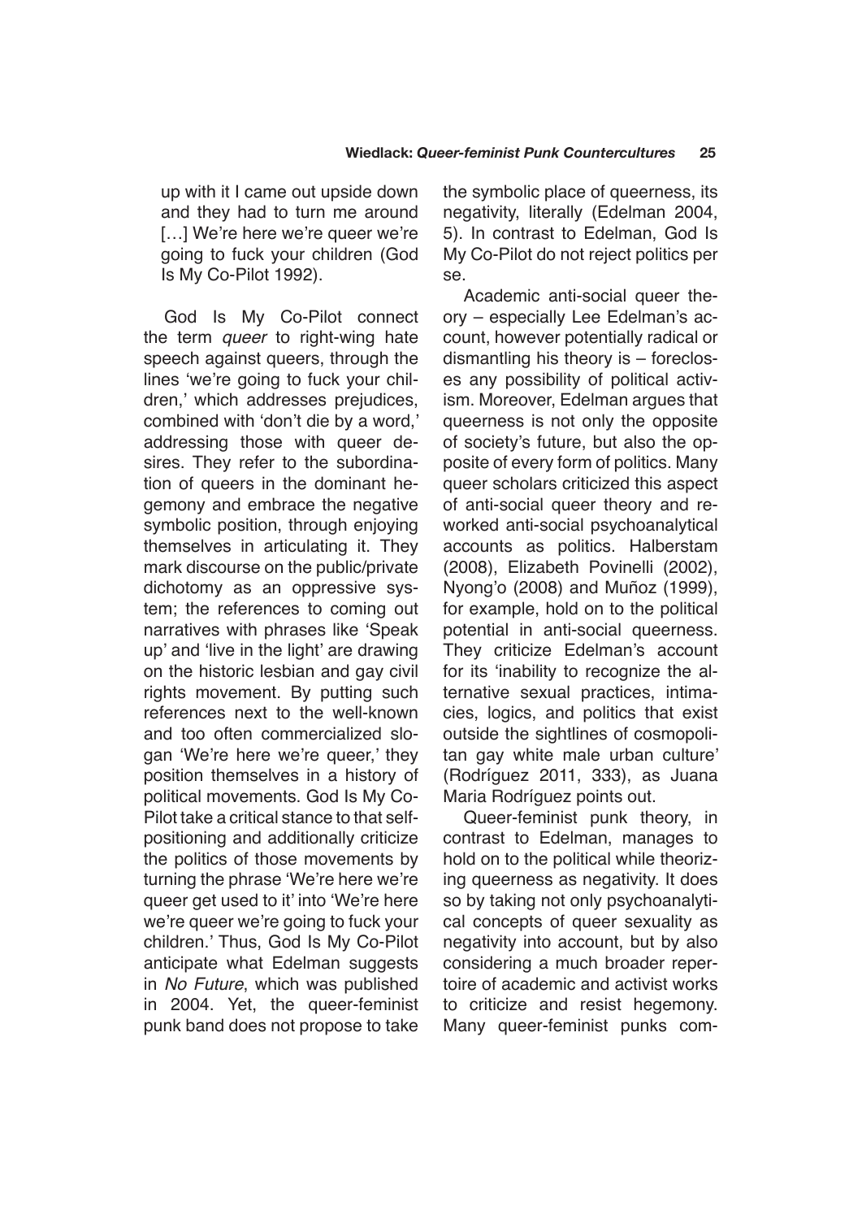up with it I came out upside down and they had to turn me around […] We're here we're queer we're going to fuck your children (God Is My Co-Pilot 1992).

God Is My Co-Pilot connect the term *queer* to right-wing hate speech against queers, through the lines 'we're going to fuck your children,' which addresses prejudices, combined with 'don't die by a word,' addressing those with queer desires. They refer to the subordination of queers in the dominant hegemony and embrace the negative symbolic position, through enjoying themselves in articulating it. They mark discourse on the public/private dichotomy as an oppressive system; the references to coming out narratives with phrases like 'Speak up' and 'live in the light' are drawing on the historic lesbian and gay civil rights movement. By putting such references next to the well-known and too often commercialized slogan 'We're here we're queer,' they position themselves in a history of political movements. God Is My Co-Pilot take a critical stance to that self-positioning and additionally criticize the politics of those movements by turning the phrase 'We're here we're queer get used to it' into 'We're here we're queer we're going to fuck your children.' Thus, God Is My Co-Pilot anticipate what Edelman suggests in *No Future*, which was published in 2004. Yet, the queer-feminist punk band does not propose to take the symbolic place of queerness, its negativity, literally (Edelman 2004, 5). In contrast to Edelman, God Is My Co-Pilot do not reject politics per se.

Academic anti-social queer theory – especially Lee Edelman's account, however potentially radical or dismantling his theory is – forecloses any possibility of political activism. Moreover, Edelman argues that queerness is not only the opposite of society's future, but also the opposite of every form of politics. Many queer scholars criticized this aspect of anti-social queer theory and reworked anti-social psychoanalytical accounts as politics. Halberstam (2008), Elizabeth Povinelli (2002), Nyong'o (2008) and Muñoz (1999), for example, hold on to the political potential in anti-social queerness. They criticize Edelman's account for its 'inability to recognize the alternative sexual practices, intimacies, logics, and politics that exist outside the sightlines of cosmopolitan gay white male urban culture' (Rodríguez 2011, 333), as Juana Maria Rodríguez points out.

Queer-feminist punk theory, in contrast to Edelman, manages to hold on to the political while theorizing queerness as negativity. It does so by taking not only psychoanalytical concepts of queer sexuality as negativity into account, but by also considering a much broader repertoire of academic and activist works to criticize and resist hegemony. Many queer-feminist punks com-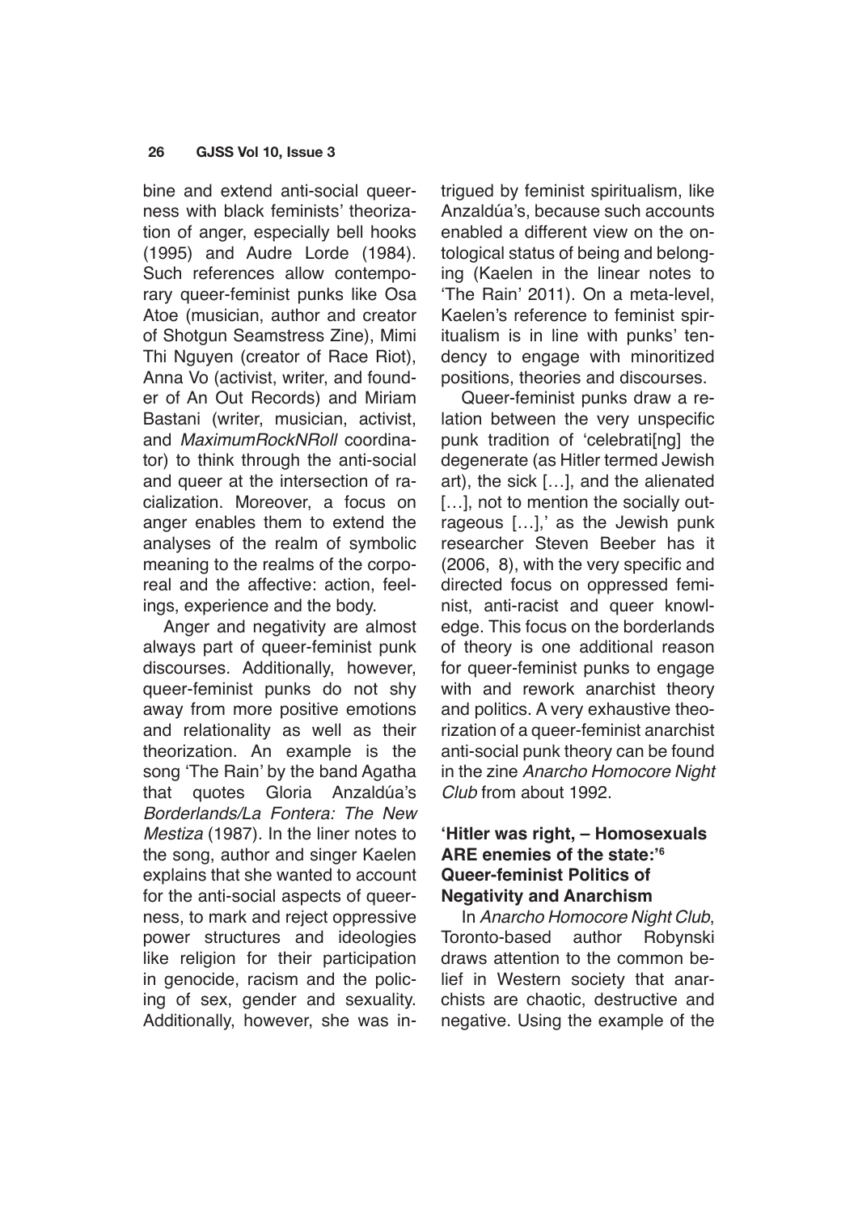bine and extend anti-social queerness with black feminists' theorization of anger, especially bell hooks (1995) and Audre Lorde (1984). Such references allow contemporary queer-feminist punks like Osa Atoe (musician, author and creator of Shotgun Seamstress Zine), Mimi Thi Nguyen (creator of Race Riot), Anna Vo (activist, writer, and founder of An Out Records) and Miriam Bastani (writer, musician, activist, and *MaximumRockNRoll* coordinator) to think through the anti-social and queer at the intersection of racialization. Moreover, a focus on anger enables them to extend the analyses of the realm of symbolic meaning to the realms of the corporeal and the affective: action, feelings, experience and the body.

Anger and negativity are almost always part of queer-feminist punk discourses. Additionally, however, queer-feminist punks do not shy away from more positive emotions and relationality as well as their theorization. An example is the song 'The Rain' by the band Agatha that quotes Gloria Anzaldúa's *Borderlands/La Fontera: The New Mestiza* (1987). In the liner notes to the song, author and singer Kaelen explains that she wanted to account for the anti-social aspects of queerness, to mark and reject oppressive power structures and ideologies like religion for their participation in genocide, racism and the policing of sex, gender and sexuality. Additionally, however, she was intrigued by feminist spiritualism, like Anzaldúa's, because such accounts enabled a different view on the ontological status of being and belonging (Kaelen in the linear notes to 'The Rain' 2011). On a meta-level, Kaelen's reference to feminist spiritualism is in line with punks' tendency to engage with minoritized positions, theories and discourses.

Queer-feminist punks draw a relation between the very unspecific punk tradition of 'celebrati[ng] the degenerate (as Hitler termed Jewish art), the sick […], and the alienated […], not to mention the socially outrageous […],' as the Jewish punk researcher Steven Beeber has it (2006, 8), with the very specific and directed focus on oppressed feminist, anti-racist and queer knowledge. This focus on the borderlands of theory is one additional reason for queer-feminist punks to engage with and rework anarchist theory and politics. A very exhaustive theorization of a queer-feminist anarchist anti-social punk theory can be found in the zine *Anarcho Homocore Night Club* from about 1992.

## 'Hitler was right, – Homosexuals ARE enemies of the state:'[6] Queer-feminist Politics of Negativity and Anarchism

In *Anarcho Homocore Night Club*, Toronto-based author Robynski draws attention to the common belief in Western society that anarchists are chaotic, destructive and negative. Using the example of the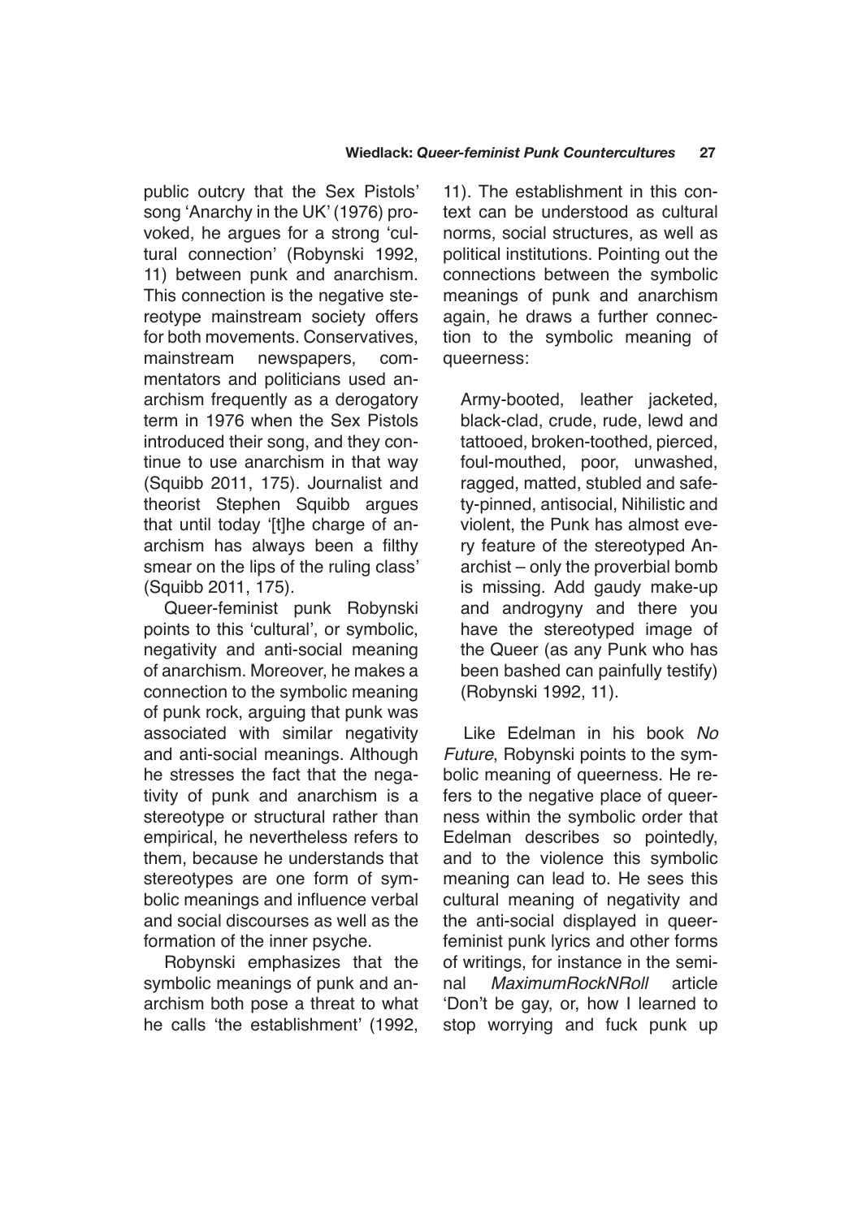public outcry that the Sex Pistols' song 'Anarchy in the UK' (1976) provoked, he argues for a strong 'cultural connection' (Robynski 1992, 11) between punk and anarchism. This connection is the negative stereotype mainstream society offers for both movements. Conservatives, mainstream newspapers, commentators and politicians used anarchism frequently as a derogatory term in 1976 when the Sex Pistols introduced their song, and they continue to use anarchism in that way (Squibb 2011, 175). Journalist and theorist Stephen Squibb argues that until today '[t]he charge of anarchism has always been a filthy smear on the lips of the ruling class' (Squibb 2011, 175).

Queer-feminist punk Robynski points to this 'cultural', or symbolic, negativity and anti-social meaning of anarchism. Moreover, he makes a connection to the symbolic meaning of punk rock, arguing that punk was associated with similar negativity and anti-social meanings. Although he stresses the fact that the negativity of punk and anarchism is a stereotype or structural rather than empirical, he nevertheless refers to them, because he understands that stereotypes are one form of symbolic meanings and influence verbal and social discourses as well as the formation of the inner psyche.

Robynski emphasizes that the symbolic meanings of punk and anarchism both pose a threat to what he calls 'the establishment' (1992, 11). The establishment in this context can be understood as cultural norms, social structures, as well as political institutions. Pointing out the connections between the symbolic meanings of punk and anarchism again, he draws a further connection to the symbolic meaning of queerness:

> Army-booted, leather jacketed, black-clad, crude, rude, lewd and tattooed, broken-toothed, pierced, foul-mouthed, poor, unwashed, ragged, matted, stubled and safety-pinned, antisocial, Nihilistic and violent, the Punk has almost every feature of the stereotyped Anarchist – only the proverbial bomb is missing. Add gaudy make-up and androgyny and there you have the stereotyped image of the Queer (as any Punk who has been bashed can painfully testify) (Robynski 1992, 11).

Like Edelman in his book *No Future*, Robynski points to the symbolic meaning of queerness. He refers to the negative place of queerness within the symbolic order that Edelman describes so pointedly, and to the violence this symbolic meaning can lead to. He sees this cultural meaning of negativity and the anti-social displayed in queer-feminist punk lyrics and other forms of writings, for instance in the seminal *MaximumRockNRoll* article 'Don't be gay, or, how I learned to stop worrying and fuck punk up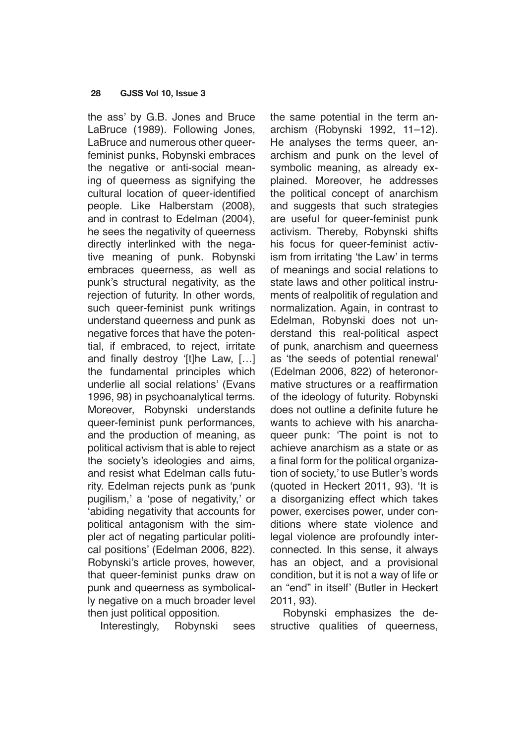the ass' by G.B. Jones and Bruce LaBruce (1989). Following Jones, LaBruce and numerous other queer-feminist punks, Robynski embraces the negative or anti-social meaning of queerness as signifying the cultural location of queer-identified people. Like Halberstam (2008), and in contrast to Edelman (2004), he sees the negativity of queerness directly interlinked with the negative meaning of punk. Robynski embraces queerness, as well as punk's structural negativity, as the rejection of futurity. In other words, such queer-feminist punk writings understand queerness and punk as negative forces that have the potential, if embraced, to reject, irritate and finally destroy '[t]he Law, […] the fundamental principles which underlie all social relations' (Evans 1996, 98) in psychoanalytical terms. Moreover, Robynski understands queer-feminist punk performances, and the production of meaning, as political activism that is able to reject the society's ideologies and aims, and resist what Edelman calls futurity. Edelman rejects punk as 'punk pugilism,' a 'pose of negativity,' or 'abiding negativity that accounts for political antagonism with the simpler act of negating particular political positions' (Edelman 2006, 822). Robynski's article proves, however, that queer-feminist punks draw on punk and queerness as symbolically negative on a much broader level then just political opposition.

Interestingly, Robynski sees the same potential in the term anarchism (Robynski 1992, 11–12). He analyses the terms queer, anarchism and punk on the level of symbolic meaning, as already explained. Moreover, he addresses the political concept of anarchism and suggests that such strategies are useful for queer-feminist punk activism. Thereby, Robynski shifts his focus for queer-feminist activism from irritating 'the Law' in terms of meanings and social relations to state laws and other political instruments of realpolitik of regulation and normalization. Again, in contrast to Edelman, Robynski does not understand this real-political aspect of punk, anarchism and queerness as 'the seeds of potential renewal' (Edelman 2006, 822) of heteronormative structures or a reaffirmation of the ideology of futurity. Robynski does not outline a definite future he wants to achieve with his anarcha-queer punk: 'The point is not to achieve anarchism as a state or as a final form for the political organization of society,' to use Butler's words (quoted in Heckert 2011, 93). 'It is a disorganizing effect which takes power, exercises power, under conditions where state violence and legal violence are profoundly interconnected. In this sense, it always has an object, and a provisional condition, but it is not a way of life or an "end" in itself' (Butler in Heckert 2011, 93).

Robynski emphasizes the destructive qualities of queerness,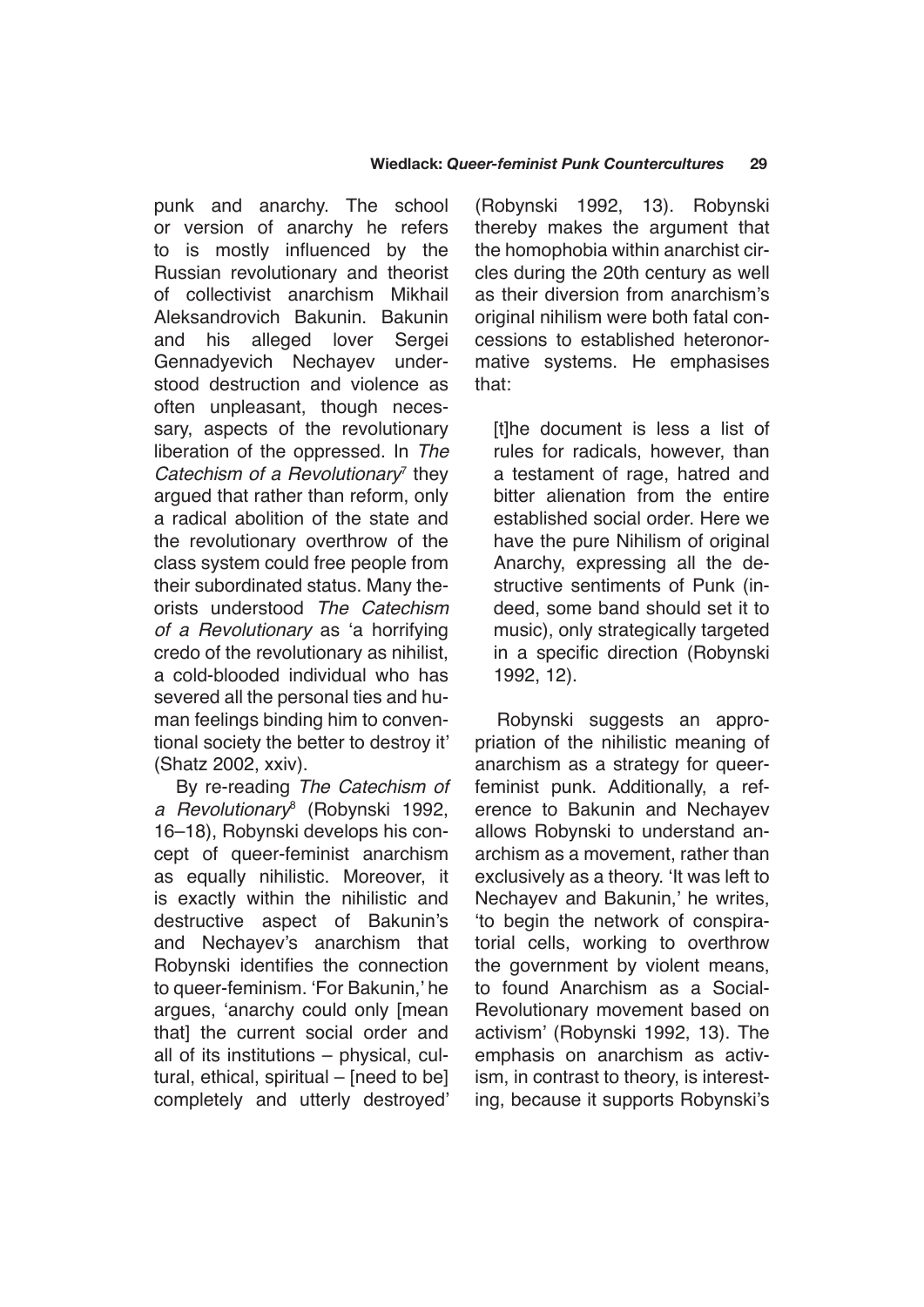punk and anarchy. The school or version of anarchy he refers to is mostly influenced by the Russian revolutionary and theorist of collectivist anarchism Mikhail Aleksandrovich Bakunin. Bakunin and his alleged lover Sergei Gennadyevich Nechayev understood destruction and violence as often unpleasant, though necessary, aspects of the revolutionary liberation of the oppressed. In *The Catechism of a Revolutionary*[7] they argued that rather than reform, only a radical abolition of the state and the revolutionary overthrow of the class system could free people from their subordinated status. Many theorists understood *The Catechism of a Revolutionary* as 'a horrifying credo of the revolutionary as nihilist, a cold-blooded individual who has severed all the personal ties and human feelings binding him to conventional society the better to destroy it' (Shatz 2002, xxiv).

By re-reading *The Catechism of a Revolutionary*[8] (Robynski 1992, 16–18), Robynski develops his concept of queer-feminist anarchism as equally nihilistic. Moreover, it is exactly within the nihilistic and destructive aspect of Bakunin's and Nechayev's anarchism that Robynski identifies the connection to queer-feminism. 'For Bakunin,' he argues, 'anarchy could only [mean that] the current social order and all of its institutions – physical, cultural, ethical, spiritual – [need to be] completely and utterly destroyed' (Robynski 1992, 13). Robynski thereby makes the argument that the homophobia within anarchist circles during the 20th century as well as their diversion from anarchism's original nihilism were both fatal concessions to established heteronormative systems. He emphasises that:

> [t]he document is less a list of rules for radicals, however, than a testament of rage, hatred and bitter alienation from the entire established social order. Here we have the pure Nihilism of original Anarchy, expressing all the destructive sentiments of Punk (indeed, some band should set it to music), only strategically targeted in a specific direction (Robynski 1992, 12).

Robynski suggests an appropriation of the nihilistic meaning of anarchism as a strategy for queer-feminist punk. Additionally, a reference to Bakunin and Nechayev allows Robynski to understand anarchism as a movement, rather than exclusively as a theory. 'It was left to Nechayev and Bakunin,' he writes, 'to begin the network of conspiratorial cells, working to overthrow the government by violent means, to found Anarchism as a Social-Revolutionary movement based on activism' (Robynski 1992, 13). The emphasis on anarchism as activism, in contrast to theory, is interesting, because it supports Robynski's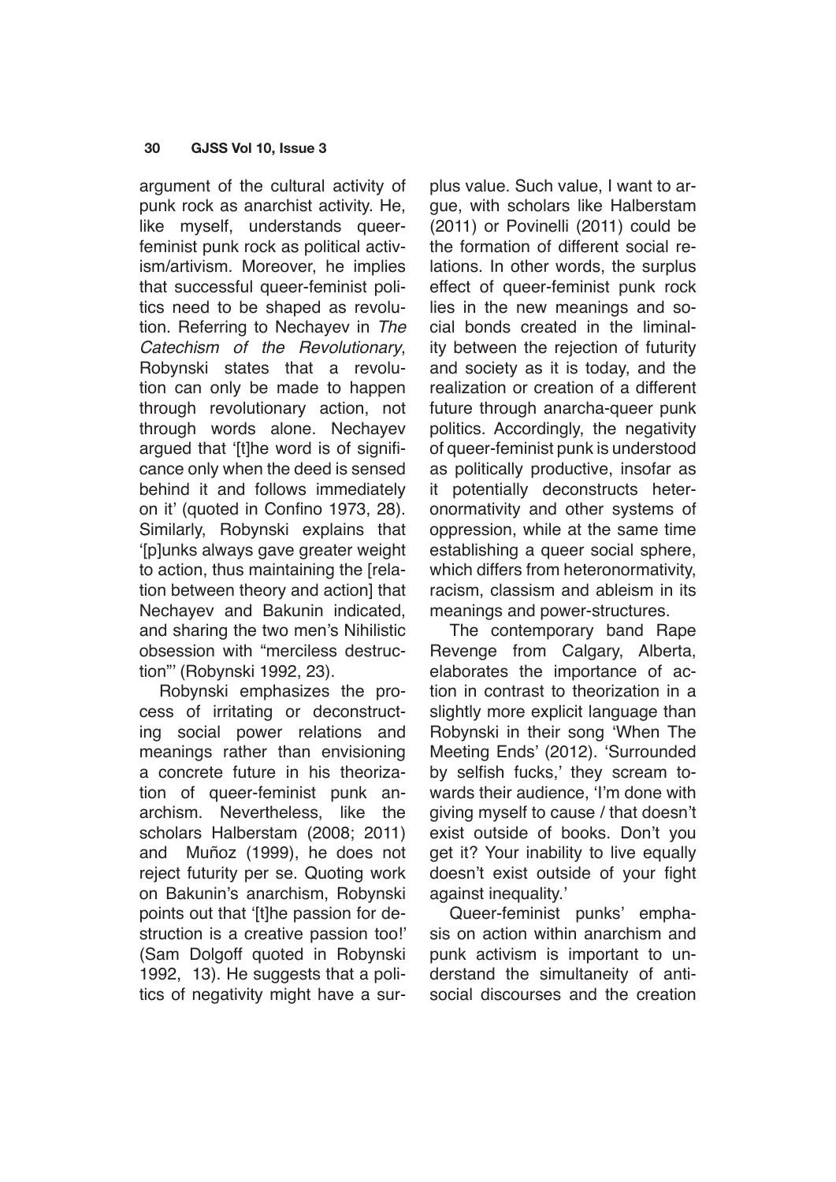argument of the cultural activity of punk rock as anarchist activity. He, like myself, understands queer-feminist punk rock as political activism/artivism. Moreover, he implies that successful queer-feminist politics need to be shaped as revolution. Referring to Nechayev in *The Catechism of the Revolutionary*, Robynski states that a revolution can only be made to happen through revolutionary action, not through words alone. Nechayev argued that '[t]he word is of significance only when the deed is sensed behind it and follows immediately on it' (quoted in Confino 1973, 28). Similarly, Robynski explains that '[p]unks always gave greater weight to action, thus maintaining the [relation between theory and action] that Nechayev and Bakunin indicated, and sharing the two men's Nihilistic obsession with "merciless destruction"' (Robynski 1992, 23).

Robynski emphasizes the process of irritating or deconstructing social power relations and meanings rather than envisioning a concrete future in his theorization of queer-feminist punk anarchism. Nevertheless, like the scholars Halberstam (2008; 2011) and Muñoz (1999), he does not reject futurity per se. Quoting work on Bakunin's anarchism, Robynski points out that '[t]he passion for destruction is a creative passion too!' (Sam Dolgoff quoted in Robynski 1992, 13). He suggests that a politics of negativity might have a surplus value. Such value, I want to argue, with scholars like Halberstam (2011) or Povinelli (2011) could be the formation of different social relations. In other words, the surplus effect of queer-feminist punk rock lies in the new meanings and social bonds created in the liminality between the rejection of futurity and society as it is today, and the realization or creation of a different future through anarcha-queer punk politics. Accordingly, the negativity of queer-feminist punk is understood as politically productive, insofar as it potentially deconstructs heteronormativity and other systems of oppression, while at the same time establishing a queer social sphere, which differs from heteronormativity, racism, classism and ableism in its meanings and power-structures.

The contemporary band Rape Revenge from Calgary, Alberta, elaborates the importance of action in contrast to theorization in a slightly more explicit language than Robynski in their song 'When The Meeting Ends' (2012). 'Surrounded by selfish fucks,' they scream towards their audience, 'I'm done with giving myself to cause / that doesn't exist outside of books. Don't you get it? Your inability to live equally doesn't exist outside of your fight against inequality.'

Queer-feminist punks' emphasis on action within anarchism and punk activism is important to understand the simultaneity of anti-social discourses and the creation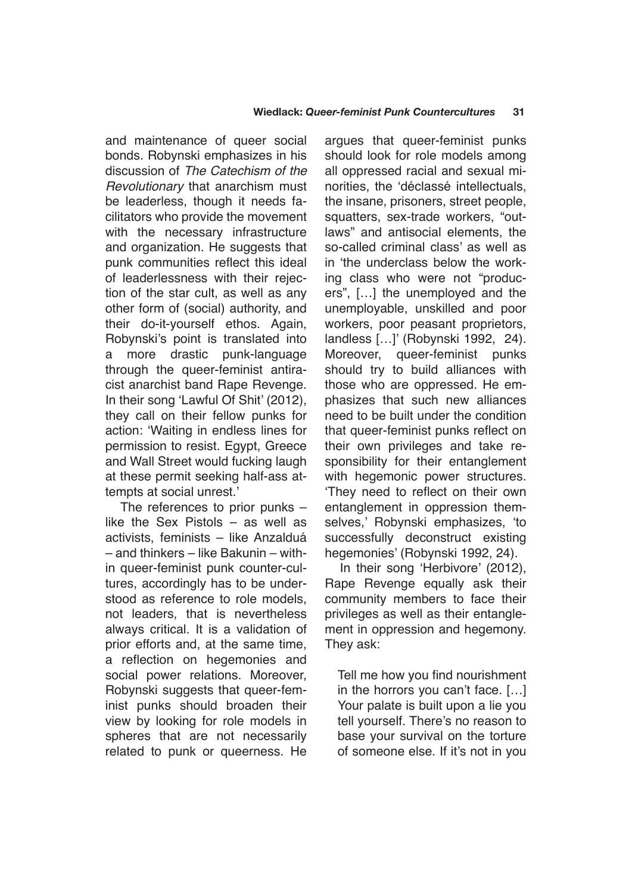and maintenance of queer social bonds. Robynski emphasizes in his discussion of *The Catechism of the Revolutionary* that anarchism must be leaderless, though it needs facilitators who provide the movement with the necessary infrastructure and organization. He suggests that punk communities reflect this ideal of leaderlessness with their rejection of the star cult, as well as any other form of (social) authority, and their do-it-yourself ethos. Again, Robynski's point is translated into a more drastic punk-language through the queer-feminist antiracist anarchist band Rape Revenge. In their song 'Lawful Of Shit' (2012), they call on their fellow punks for action: 'Waiting in endless lines for permission to resist. Egypt, Greece and Wall Street would fucking laugh at these permit seeking half-ass attempts at social unrest.'

The references to prior punks – like the Sex Pistols – as well as activists, feminists – like Anzalduá – and thinkers – like Bakunin – within queer-feminist punk counter-cultures, accordingly has to be understood as reference to role models, not leaders, that is nevertheless always critical. It is a validation of prior efforts and, at the same time, a reflection on hegemonies and social power relations. Moreover, Robynski suggests that queer-feminist punks should broaden their view by looking for role models in spheres that are not necessarily related to punk or queerness. He argues that queer-feminist punks should look for role models among all oppressed racial and sexual minorities, the 'déclassé intellectuals, the insane, prisoners, street people, squatters, sex-trade workers, "outlaws" and antisocial elements, the so-called criminal class' as well as in 'the underclass below the working class who were not "producers", […] the unemployed and the unemployable, unskilled and poor workers, poor peasant proprietors, landless […]' (Robynski 1992, 24). Moreover, queer-feminist punks should try to build alliances with those who are oppressed. He emphasizes that such new alliances need to be built under the condition that queer-feminist punks reflect on their own privileges and take responsibility for their entanglement with hegemonic power structures. 'They need to reflect on their own entanglement in oppression themselves,' Robynski emphasizes, 'to successfully deconstruct existing hegemonies' (Robynski 1992, 24).

In their song 'Herbivore' (2012), Rape Revenge equally ask their community members to face their privileges as well as their entanglement in oppression and hegemony. They ask:

> Tell me how you find nourishment in the horrors you can't face. […] Your palate is built upon a lie you tell yourself. There's no reason to base your survival on the torture of someone else. If it's not in you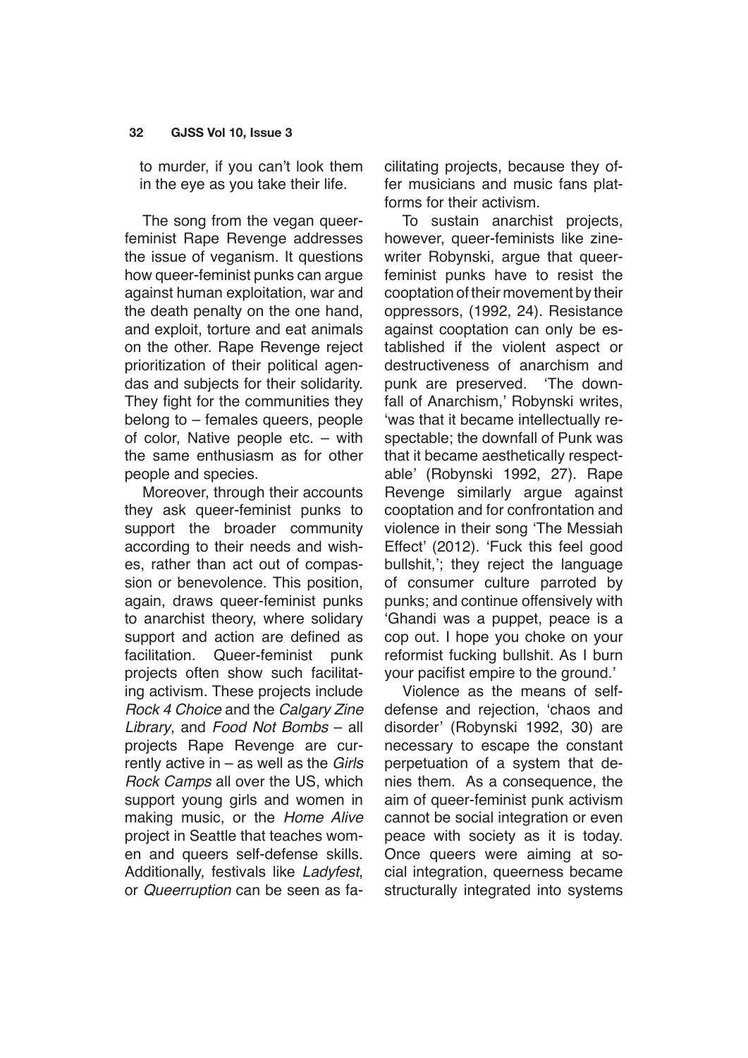to murder, if you can't look them in the eye as you take their life.

The song from the vegan queer-feminist Rape Revenge addresses the issue of veganism. It questions how queer-feminist punks can argue against human exploitation, war and the death penalty on the one hand, and exploit, torture and eat animals on the other. Rape Revenge reject prioritization of their political agendas and subjects for their solidarity. They fight for the communities they belong to – females queers, people of color, Native people etc. – with the same enthusiasm as for other people and species.

Moreover, through their accounts they ask queer-feminist punks to support the broader community according to their needs and wishes, rather than act out of compassion or benevolence. This position, again, draws queer-feminist punks to anarchist theory, where solidary support and action are defined as facilitation. Queer-feminist punk projects often show such facilitating activism. These projects include *Rock 4 Choice* and the *Calgary Zine Library*, and *Food Not Bombs* – all projects Rape Revenge are currently active in – as well as the *Girls Rock Camps* all over the US, which support young girls and women in making music, or the *Home Alive* project in Seattle that teaches women and queers self-defense skills. Additionally, festivals like *Ladyfest*, or *Queerruption* can be seen as facilitating projects, because they offer musicians and music fans platforms for their activism.

To sustain anarchist projects, however, queer-feminists like zine-writer Robynski, argue that queer-feminist punks have to resist the cooptation of their movement by their oppressors, (1992, 24). Resistance against cooptation can only be established if the violent aspect or destructiveness of anarchism and punk are preserved. 'The downfall of Anarchism,' Robynski writes, 'was that it became intellectually respectable; the downfall of Punk was that it became aesthetically respectable' (Robynski 1992, 27). Rape Revenge similarly argue against cooptation and for confrontation and violence in their song 'The Messiah Effect' (2012). 'Fuck this feel good bullshit,'; they reject the language of consumer culture parroted by punks; and continue offensively with 'Ghandi was a puppet, peace is a cop out. I hope you choke on your reformist fucking bullshit. As I burn your pacifist empire to the ground.'

Violence as the means of self-defense and rejection, 'chaos and disorder' (Robynski 1992, 30) are necessary to escape the constant perpetuation of a system that denies them. As a consequence, the aim of queer-feminist punk activism cannot be social integration or even peace with society as it is today. Once queers were aiming at social integration, queerness became structurally integrated into systems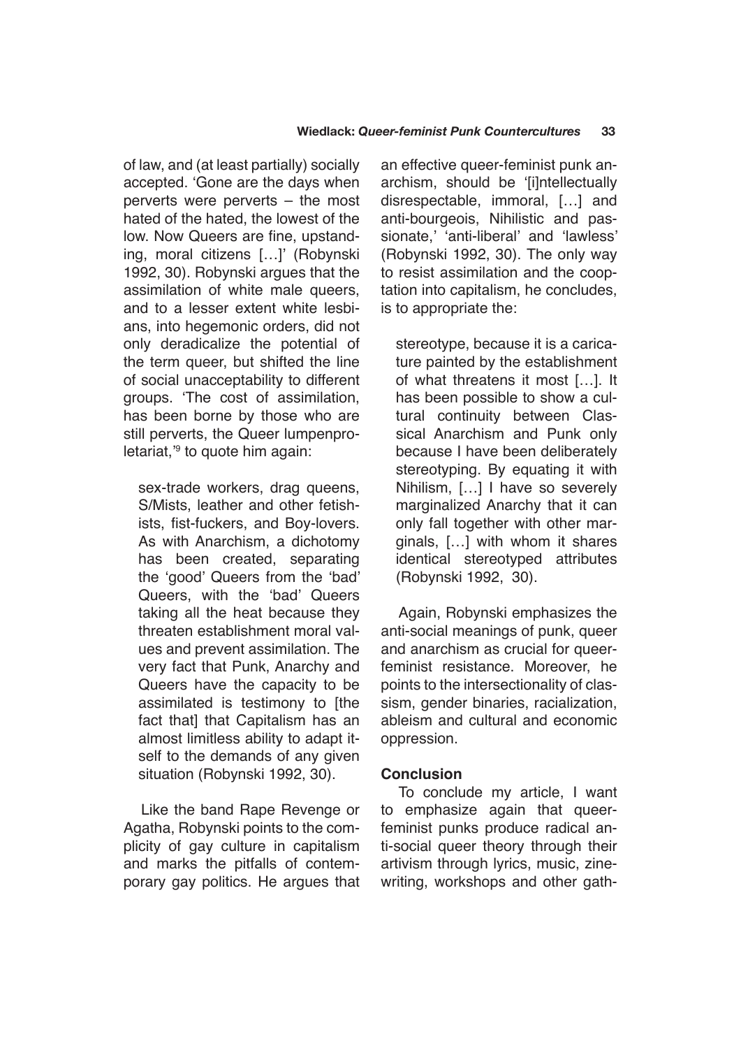of law, and (at least partially) socially accepted. 'Gone are the days when perverts were perverts – the most hated of the hated, the lowest of the low. Now Queers are fine, upstanding, moral citizens […]' (Robynski 1992, 30). Robynski argues that the assimilation of white male queers, and to a lesser extent white lesbians, into hegemonic orders, did not only deradicalize the potential of the term queer, but shifted the line of social unacceptability to different groups. 'The cost of assimilation, has been borne by those who are still perverts, the Queer lumpenproletariat,'[9] to quote him again:

> sex-trade workers, drag queens, S/Mists, leather and other fetishists, fist-fuckers, and Boy-lovers. As with Anarchism, a dichotomy has been created, separating the 'good' Queers from the 'bad' Queers, with the 'bad' Queers taking all the heat because they threaten establishment moral values and prevent assimilation. The very fact that Punk, Anarchy and Queers have the capacity to be assimilated is testimony to [the fact that] that Capitalism has an almost limitless ability to adapt itself to the demands of any given situation (Robynski 1992, 30).

Like the band Rape Revenge or Agatha, Robynski points to the complicity of gay culture in capitalism and marks the pitfalls of contemporary gay politics. He argues that an effective queer-feminist punk anarchism, should be '[i]ntellectually disrespectable, immoral, […] and anti-bourgeois, Nihilistic and passionate,' 'anti-liberal' and 'lawless' (Robynski 1992, 30). The only way to resist assimilation and the cooptation into capitalism, he concludes, is to appropriate the:

> stereotype, because it is a caricature painted by the establishment of what threatens it most […]. It has been possible to show a cultural continuity between Classical Anarchism and Punk only because I have been deliberately stereotyping. By equating it with Nihilism, […] I have so severely marginalized Anarchy that it can only fall together with other marginals, […] with whom it shares identical stereotyped attributes (Robynski 1992, 30).

Again, Robynski emphasizes the anti-social meanings of punk, queer and anarchism as crucial for queer-feminist resistance. Moreover, he points to the intersectionality of classism, gender binaries, racialization, ableism and cultural and economic oppression.

## Conclusion

To conclude my article, I want to emphasize again that queer-feminist punks produce radical anti-social queer theory through their artivism through lyrics, music, zine-writing, workshops and other gath-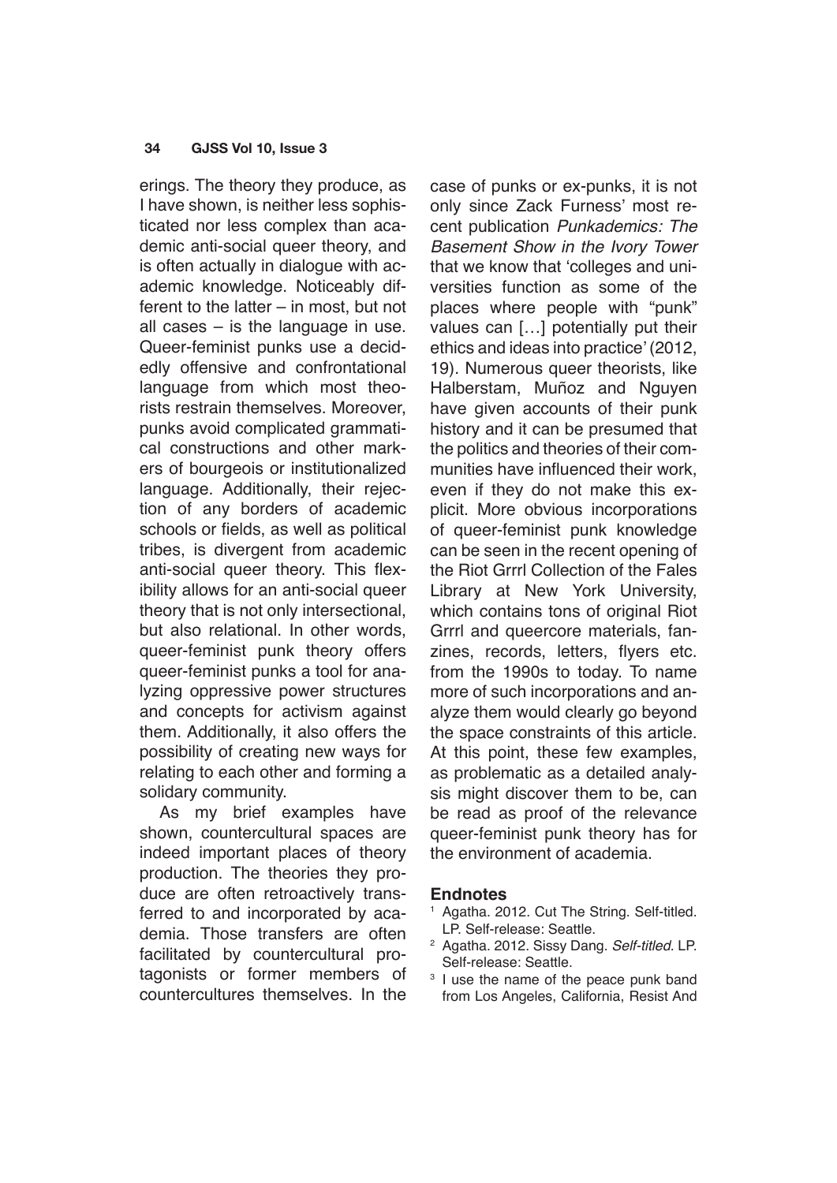erings. The theory they produce, as I have shown, is neither less sophisticated nor less complex than academic anti-social queer theory, and is often actually in dialogue with academic knowledge. Noticeably different to the latter – in most, but not all cases – is the language in use. Queer-feminist punks use a decidedly offensive and confrontational language from which most theorists restrain themselves. Moreover, punks avoid complicated grammatical constructions and other markers of bourgeois or institutionalized language. Additionally, their rejection of any borders of academic schools or fields, as well as political tribes, is divergent from academic anti-social queer theory. This flexibility allows for an anti-social queer theory that is not only intersectional, but also relational. In other words, queer-feminist punk theory offers queer-feminist punks a tool for analyzing oppressive power structures and concepts for activism against them. Additionally, it also offers the possibility of creating new ways for relating to each other and forming a solidary community.

As my brief examples have shown, countercultural spaces are indeed important places of theory production. The theories they produce are often retroactively transferred to and incorporated by academia. Those transfers are often facilitated by countercultural protagonists or former members of countercultures themselves. In the case of punks or ex-punks, it is not only since Zack Furness' most recent publication *Punkademics: The Basement Show in the Ivory Tower* that we know that 'colleges and universities function as some of the places where people with "punk" values can […] potentially put their ethics and ideas into practice' (2012, 19). Numerous queer theorists, like Halberstam, Muñoz and Nguyen have given accounts of their punk history and it can be presumed that the politics and theories of their communities have influenced their work, even if they do not make this explicit. More obvious incorporations of queer-feminist punk knowledge can be seen in the recent opening of the Riot Grrrl Collection of the Fales Library at New York University, which contains tons of original Riot Grrrl and queercore materials, fanzines, records, letters, flyers etc. from the 1990s to today. To name more of such incorporations and analyze them would clearly go beyond the space constraints of this article. At this point, these few examples, as problematic as a detailed analysis might discover them to be, can be read as proof of the relevance queer-feminist punk theory has for the environment of academia.

## Endnotes

1. Agatha. 2012. Cut The String. Self-titled. LP. Self-release: Seattle.
2. Agatha. 2012. Sissy Dang. *Self-titled*. LP. Self-release: Seattle.
3. I use the name of the peace punk band from Los Angeles, California, Resist And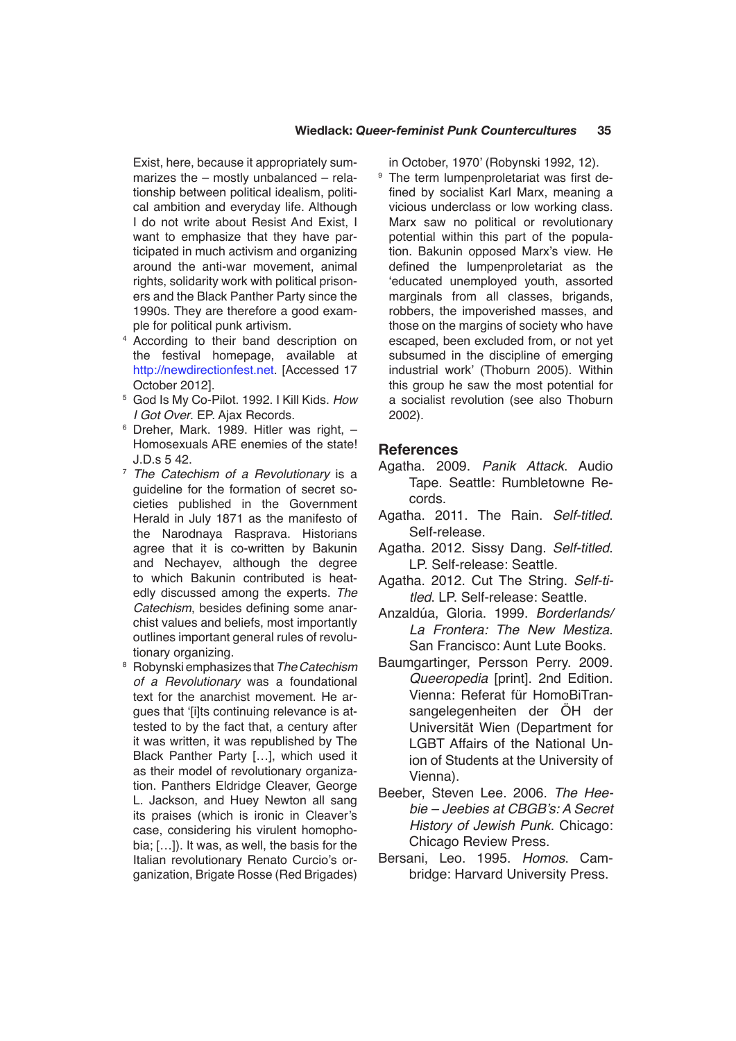Exist, here, because it appropriately summarizes the – mostly unbalanced – relationship between political idealism, political ambition and everyday life. Although I do not write about Resist And Exist, I want to emphasize that they have participated in much activism and organizing around the anti-war movement, animal rights, solidarity work with political prisoners and the Black Panther Party since the 1990s. They are therefore a good example for political punk artivism.

4. According to their band description on the festival homepage, available at http://newdirectionfest.net. [Accessed 17 October 2012].
5. God Is My Co-Pilot. 1992. I Kill Kids. *How I Got Over*. EP. Ajax Records.
6. Dreher, Mark. 1989. Hitler was right, – Homosexuals ARE enemies of the state! J.D.s 5 42.
7. *The Catechism of a Revolutionary* is a guideline for the formation of secret societies published in the Government Herald in July 1871 as the manifesto of the Narodnaya Rasprava. Historians agree that it is co-written by Bakunin and Nechayev, although the degree to which Bakunin contributed is heatedly discussed among the experts. *The Catechism*, besides defining some anarchist values and beliefs, most importantly outlines important general rules of revolutionary organizing.
8. Robynski emphasizes that *The Catechism of a Revolutionary* was a foundational text for the anarchist movement. He argues that '[i]ts continuing relevance is attested to by the fact that, a century after it was written, it was republished by The Black Panther Party […], which used it as their model of revolutionary organization. Panthers Eldridge Cleaver, George L. Jackson, and Huey Newton all sang its praises (which is ironic in Cleaver's case, considering his virulent homophobia; […]). It was, as well, the basis for the Italian revolutionary Renato Curcio's organization, Brigate Rosse (Red Brigades) in October, 1970' (Robynski 1992, 12).
9. The term lumpenproletariat was first defined by socialist Karl Marx, meaning a vicious underclass or low working class. Marx saw no political or revolutionary potential within this part of the population. Bakunin opposed Marx's view. He defined the lumpenproletariat as the 'educated unemployed youth, assorted marginals from all classes, brigands, robbers, the impoverished masses, and those on the margins of society who have escaped, been excluded from, or not yet subsumed in the discipline of emerging industrial work' (Thoburn 2005). Within this group he saw the most potential for a socialist revolution (see also Thoburn 2002).

## References

Agatha. 2009. *Panik Attack*. Audio Tape. Seattle: Rumbletowne Records.

Agatha. 2011. The Rain. *Self-titled*. Self-release.

Agatha. 2012. Sissy Dang. *Self-titled*. LP. Self-release: Seattle.

Agatha. 2012. Cut The String. *Self-titled*. LP. Self-release: Seattle.

Anzaldúa, Gloria. 1999. *Borderlands/La Frontera: The New Mestiza*. San Francisco: Aunt Lute Books.

Baumgartinger, Persson Perry. 2009. *Queeropedia* [print]. 2nd Edition. Vienna: Referat für HomoBiTransangelegenheiten der ÖH der Universität Wien (Department for LGBT Affairs of the National Union of Students at the University of Vienna).

Beeber, Steven Lee. 2006. *The Heebie – Jeebies at CBGB's: A Secret History of Jewish Punk*. Chicago: Chicago Review Press.

Bersani, Leo. 1995. *Homos*. Cambridge: Harvard University Press.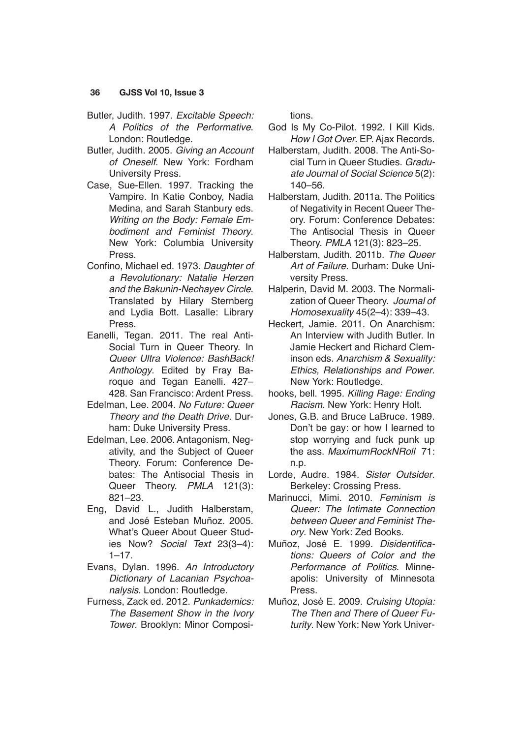Butler, Judith. 1997. *Excitable Speech: A Politics of the Performative*. London: Routledge.

Butler, Judith. 2005. *Giving an Account of Oneself*. New York: Fordham University Press.

Case, Sue-Ellen. 1997. Tracking the Vampire. In Katie Conboy, Nadia Medina, and Sarah Stanbury eds. *Writing on the Body: Female Embodiment and Feminist Theory*. New York: Columbia University Press.

Confino, Michael ed. 1973. *Daughter of a Revolutionary: Natalie Herzen and the Bakunin-Nechayev Circle*. Translated by Hilary Sternberg and Lydia Bott. Lasalle: Library Press.

Eanelli, Tegan. 2011. The real Anti-Social Turn in Queer Theory. In *Queer Ultra Violence: BashBack! Anthology*. Edited by Fray Baroque and Tegan Eanelli. 427–428. San Francisco: Ardent Press.

Edelman, Lee. 2004. *No Future: Queer Theory and the Death Drive*. Durham: Duke University Press.

Edelman, Lee. 2006. Antagonism, Negativity, and the Subject of Queer Theory. Forum: Conference Debates: The Antisocial Thesis in Queer Theory. *PMLA* 121(3): 821–23.

Eng, David L., Judith Halberstam, and José Esteban Muñoz. 2005. What's Queer About Queer Studies Now? *Social Text* 23(3–4): 1–17.

Evans, Dylan. 1996. *An Introductory Dictionary of Lacanian Psychoanalysis*. London: Routledge.

Furness, Zack ed. 2012. *Punkademics: The Basement Show in the Ivory Tower*. Brooklyn: Minor Compositions.

God Is My Co-Pilot. 1992. I Kill Kids. *How I Got Over*. EP. Ajax Records.

Halberstam, Judith. 2008. The Anti-Social Turn in Queer Studies. *Graduate Journal of Social Science* 5(2): 140–56.

Halberstam, Judith. 2011a. The Politics of Negativity in Recent Queer Theory. Forum: Conference Debates: The Antisocial Thesis in Queer Theory. *PMLA* 121(3): 823–25.

Halberstam, Judith. 2011b. *The Queer Art of Failure*. Durham: Duke University Press.

Halperin, David M. 2003. The Normalization of Queer Theory. *Journal of Homosexuality* 45(2–4): 339–43.

Heckert, Jamie. 2011. On Anarchism: An Interview with Judith Butler. In Jamie Heckert and Richard Cleminson eds. *Anarchism & Sexuality: Ethics, Relationships and Power*. New York: Routledge.

hooks, bell. 1995. *Killing Rage: Ending Racism*. New York: Henry Holt.

Jones, G.B. and Bruce LaBruce. 1989. Don't be gay: or how I learned to stop worrying and fuck punk up the ass. *MaximumRockNRoll* 71: n.p.

Lorde, Audre. 1984. *Sister Outsider*. Berkeley: Crossing Press.

Marinucci, Mimi. 2010. *Feminism is Queer: The Intimate Connection between Queer and Feminist Theory*. New York: Zed Books.

Muñoz, José E. 1999. *Disidentifications: Queers of Color and the Performance of Politics*. Minneapolis: University of Minnesota Press.

Muñoz, José E. 2009. *Cruising Utopia: The Then and There of Queer Futurity*. New York: New York Univer-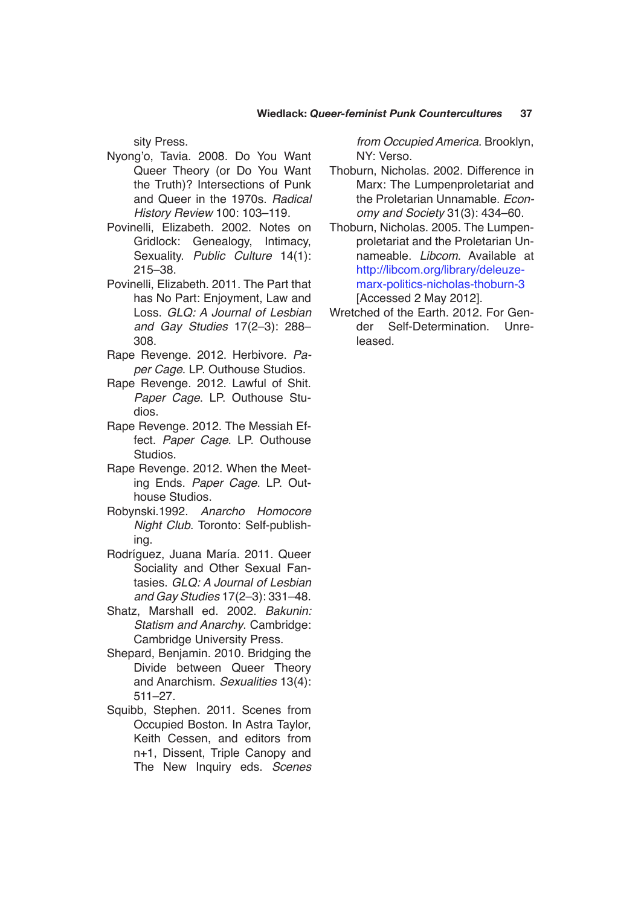sity Press.

Nyong'o, Tavia. 2008. Do You Want Queer Theory (or Do You Want the Truth)? Intersections of Punk and Queer in the 1970s. *Radical History Review* 100: 103–119.

Povinelli, Elizabeth. 2002. Notes on Gridlock: Genealogy, Intimacy, Sexuality. *Public Culture* 14(1): 215–38.

Povinelli, Elizabeth. 2011. The Part that has No Part: Enjoyment, Law and Loss. *GLQ: A Journal of Lesbian and Gay Studies* 17(2–3): 288–308.

Rape Revenge. 2012. Herbivore. *Paper Cage*. LP. Outhouse Studios.

Rape Revenge. 2012. Lawful of Shit. *Paper Cage*. LP. Outhouse Studios.

Rape Revenge. 2012. The Messiah Effect. *Paper Cage*. LP. Outhouse Studios.

Rape Revenge. 2012. When the Meeting Ends. *Paper Cage*. LP. Outhouse Studios.

Robynski.1992. *Anarcho Homocore Night Club*. Toronto: Self-publishing.

Rodríguez, Juana María. 2011. Queer Sociality and Other Sexual Fantasies. *GLQ: A Journal of Lesbian and Gay Studies* 17(2–3): 331–48.

Shatz, Marshall ed. 2002. *Bakunin: Statism and Anarchy*. Cambridge: Cambridge University Press.

Shepard, Benjamin. 2010. Bridging the Divide between Queer Theory and Anarchism. *Sexualities* 13(4): 511–27.

Squibb, Stephen. 2011. Scenes from Occupied Boston. In Astra Taylor, Keith Cessen, and editors from n+1, Dissent, Triple Canopy and The New Inquiry eds. *Scenes from Occupied America*. Brooklyn, NY: Verso.

Thoburn, Nicholas. 2002. Difference in Marx: The Lumpenproletariat and the Proletarian Unnamable. *Economy and Society* 31(3): 434–60.

Thoburn, Nicholas. 2005. The Lumpenproletariat and the Proletarian Unnameable. *Libcom*. Available at http://libcom.org/library/deleuze-marx-politics-nicholas-thoburn-3 [Accessed 2 May 2012].

Wretched of the Earth. 2012. For Gender Self-Determination. Unreleased.